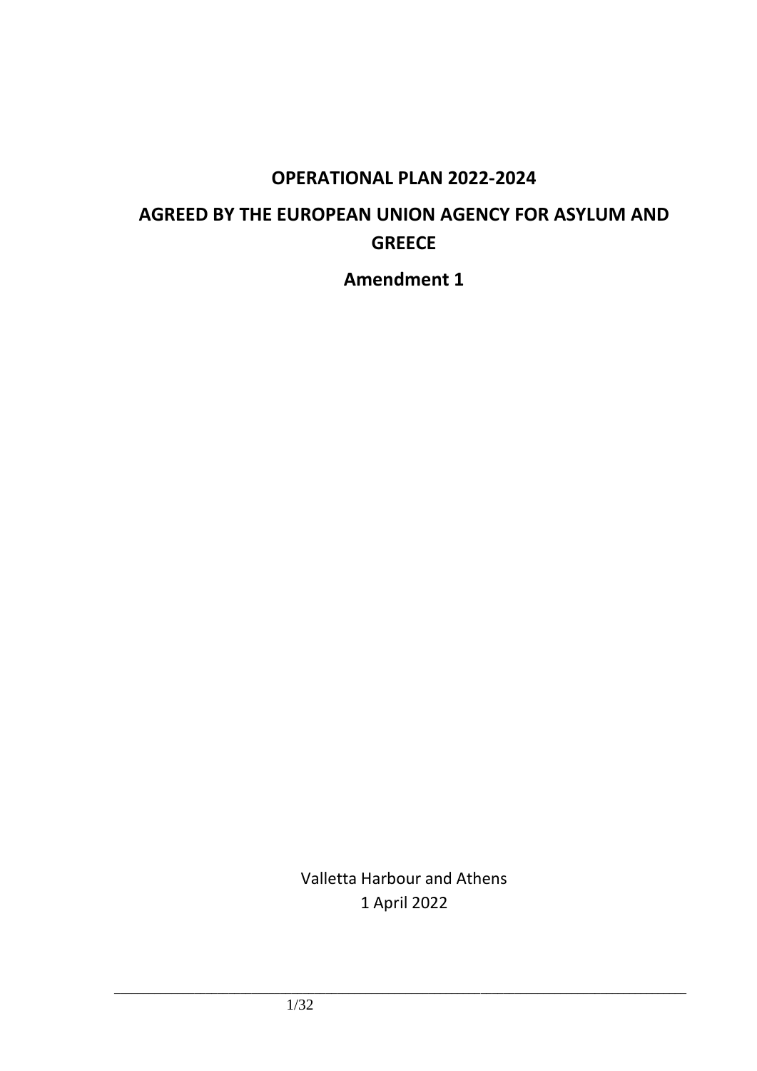# OPERATIONAL PLAN 2022-2024

# AGREED BY THE EUROPEAN UNION AGENCY FOR ASYLUM AND GREECE

## Amendment 1

Valletta Harbour and Athens
1 April 2022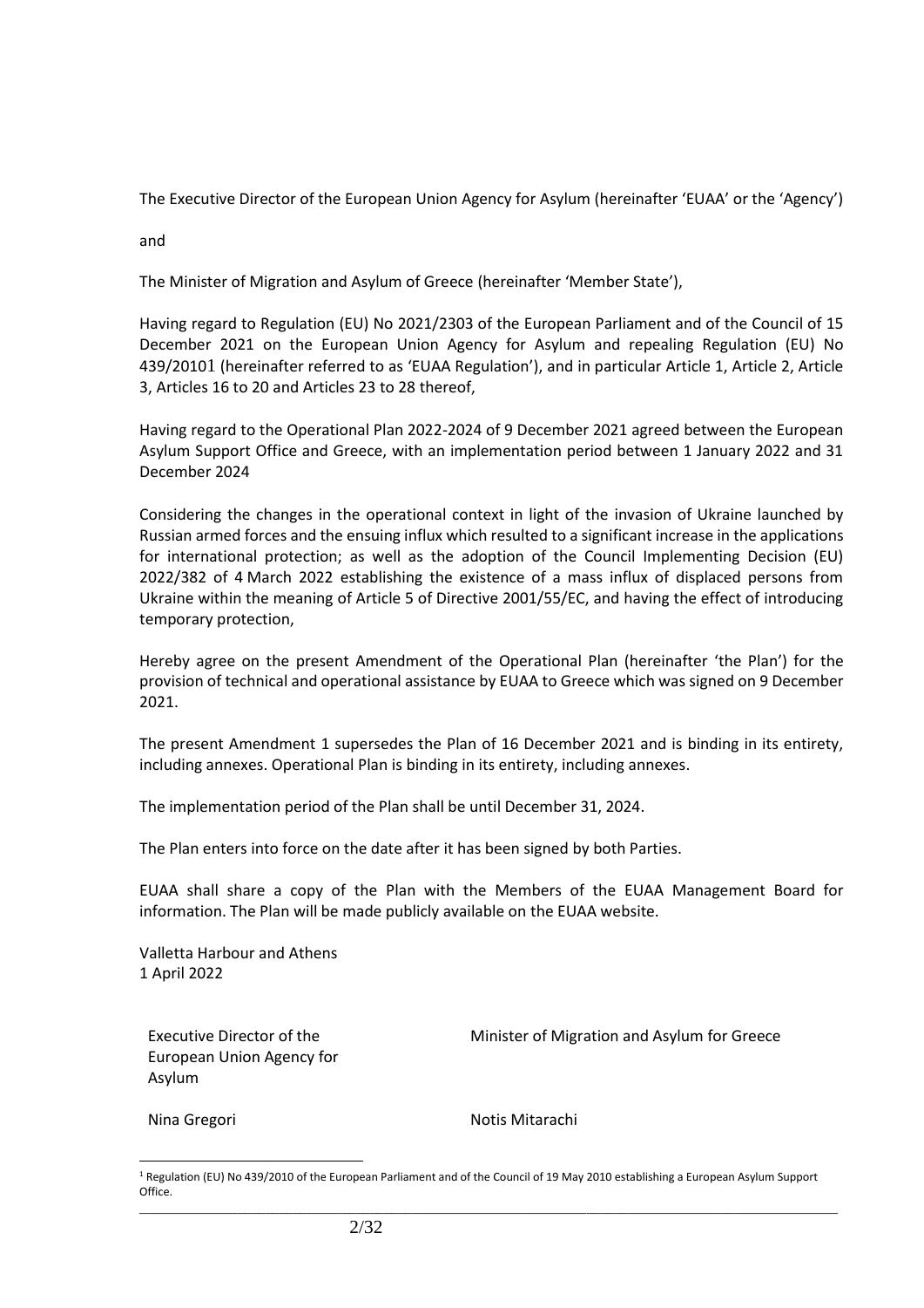The Executive Director of the European Union Agency for Asylum (hereinafter 'EUAA' or the 'Agency')

and

The Minister of Migration and Asylum of Greece (hereinafter 'Member State'),

Having regard to Regulation (EU) No 2021/2303 of the European Parliament and of the Council of 15 December 2021 on the European Union Agency for Asylum and repealing Regulation (EU) No 439/2010[1] (hereinafter referred to as 'EUAA Regulation'), and in particular Article 1, Article 2, Article 3, Articles 16 to 20 and Articles 23 to 28 thereof,

Having regard to the Operational Plan 2022-2024 of 9 December 2021 agreed between the European Asylum Support Office and Greece, with an implementation period between 1 January 2022 and 31 December 2024

Considering the changes in the operational context in light of the invasion of Ukraine launched by Russian armed forces and the ensuing influx which resulted to a significant increase in the applications for international protection; as well as the adoption of the Council Implementing Decision (EU) 2022/382 of 4 March 2022 establishing the existence of a mass influx of displaced persons from Ukraine within the meaning of Article 5 of Directive 2001/55/EC, and having the effect of introducing temporary protection,

Hereby agree on the present Amendment of the Operational Plan (hereinafter 'the Plan') for the provision of technical and operational assistance by EUAA to Greece which was signed on 9 December 2021.

The present Amendment 1 supersedes the Plan of 16 December 2021 and is binding in its entirety, including annexes. Operational Plan is binding in its entirety, including annexes.

The implementation period of the Plan shall be until December 31, 2024.

The Plan enters into force on the date after it has been signed by both Parties.

EUAA shall share a copy of the Plan with the Members of the EUAA Management Board for information. The Plan will be made publicly available on the EUAA website.

Valletta Harbour and Athens
1 April 2022

| | |
|---|---|
| Executive Director of the European Union Agency for Asylum | Minister of Migration and Asylum for Greece |
| Nina Gregori | Notis Mitarachi |

[1] Regulation (EU) No 439/2010 of the European Parliament and of the Council of 19 May 2010 establishing a European Asylum Support Office.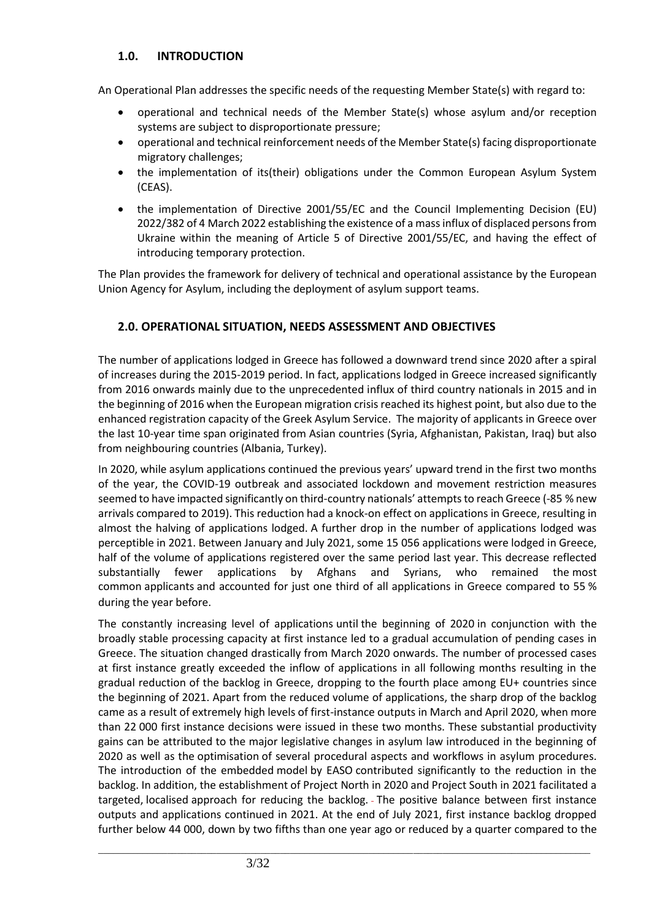## 1.0. INTRODUCTION

An Operational Plan addresses the specific needs of the requesting Member State(s) with regard to:

- operational and technical needs of the Member State(s) whose asylum and/or reception systems are subject to disproportionate pressure;
- operational and technical reinforcement needs of the Member State(s) facing disproportionate migratory challenges;
- the implementation of its(their) obligations under the Common European Asylum System (CEAS).
- the implementation of Directive 2001/55/EC and the Council Implementing Decision (EU) 2022/382 of 4 March 2022 establishing the existence of a mass influx of displaced persons from Ukraine within the meaning of Article 5 of Directive 2001/55/EC, and having the effect of introducing temporary protection.

The Plan provides the framework for delivery of technical and operational assistance by the European Union Agency for Asylum, including the deployment of asylum support teams.

## 2.0. OPERATIONAL SITUATION, NEEDS ASSESSMENT AND OBJECTIVES

The number of applications lodged in Greece has followed a downward trend since 2020 after a spiral of increases during the 2015-2019 period. In fact, applications lodged in Greece increased significantly from 2016 onwards mainly due to the unprecedented influx of third country nationals in 2015 and in the beginning of 2016 when the European migration crisis reached its highest point, but also due to the enhanced registration capacity of the Greek Asylum Service. The majority of applicants in Greece over the last 10-year time span originated from Asian countries (Syria, Afghanistan, Pakistan, Iraq) but also from neighbouring countries (Albania, Turkey).

In 2020, while asylum applications continued the previous years' upward trend in the first two months of the year, the COVID-19 outbreak and associated lockdown and movement restriction measures seemed to have impacted significantly on third-country nationals' attempts to reach Greece (-85 % new arrivals compared to 2019). This reduction had a knock-on effect on applications in Greece, resulting in almost the halving of applications lodged. A further drop in the number of applications lodged was perceptible in 2021. Between January and July 2021, some 15 056 applications were lodged in Greece, half of the volume of applications registered over the same period last year. This decrease reflected substantially fewer applications by Afghans and Syrians, who remained the most common applicants and accounted for just one third of all applications in Greece compared to 55 % during the year before.

The constantly increasing level of applications until the beginning of 2020 in conjunction with the broadly stable processing capacity at first instance led to a gradual accumulation of pending cases in Greece. The situation changed drastically from March 2020 onwards. The number of processed cases at first instance greatly exceeded the inflow of applications in all following months resulting in the gradual reduction of the backlog in Greece, dropping to the fourth place among EU+ countries since the beginning of 2021. Apart from the reduced volume of applications, the sharp drop of the backlog came as a result of extremely high levels of first-instance outputs in March and April 2020, when more than 22 000 first instance decisions were issued in these two months. These substantial productivity gains can be attributed to the major legislative changes in asylum law introduced in the beginning of 2020 as well as the optimisation of several procedural aspects and workflows in asylum procedures. The introduction of the embedded model by EASO contributed significantly to the reduction in the backlog. In addition, the establishment of Project North in 2020 and Project South in 2021 facilitated a targeted, localised approach for reducing the backlog. The positive balance between first instance outputs and applications continued in 2021. At the end of July 2021, first instance backlog dropped further below 44 000, down by two fifths than one year ago or reduced by a quarter compared to the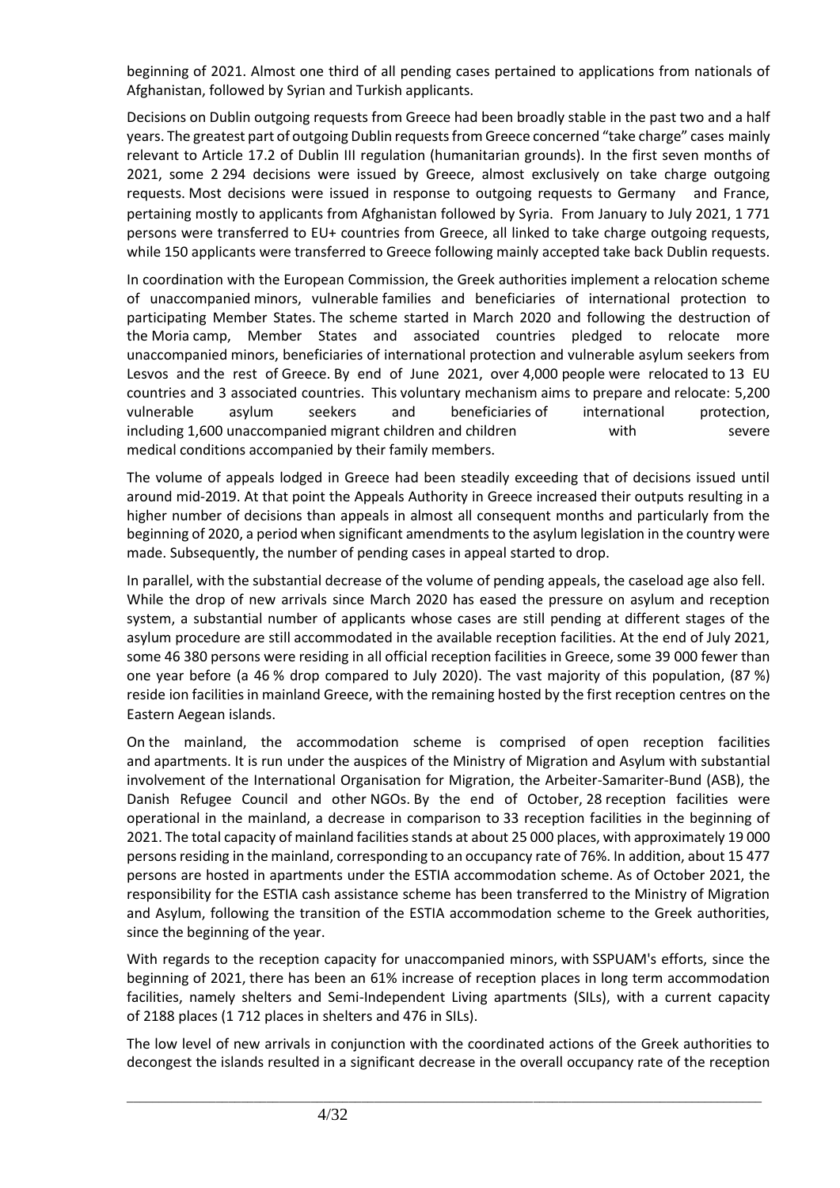beginning of 2021. Almost one third of all pending cases pertained to applications from nationals of Afghanistan, followed by Syrian and Turkish applicants.

Decisions on Dublin outgoing requests from Greece had been broadly stable in the past two and a half years. The greatest part of outgoing Dublin requests from Greece concerned "take charge" cases mainly relevant to Article 17.2 of Dublin III regulation (humanitarian grounds). In the first seven months of 2021, some 2 294 decisions were issued by Greece, almost exclusively on take charge outgoing requests. Most decisions were issued in response to outgoing requests to Germany and France, pertaining mostly to applicants from Afghanistan followed by Syria. From January to July 2021, 1 771 persons were transferred to EU+ countries from Greece, all linked to take charge outgoing requests, while 150 applicants were transferred to Greece following mainly accepted take back Dublin requests.

In coordination with the European Commission, the Greek authorities implement a relocation scheme of unaccompanied minors, vulnerable families and beneficiaries of international protection to participating Member States. The scheme started in March 2020 and following the destruction of the Moria camp, Member States and associated countries pledged to relocate more unaccompanied minors, beneficiaries of international protection and vulnerable asylum seekers from Lesvos and the rest of Greece. By end of June 2021, over 4,000 people were relocated to 13 EU countries and 3 associated countries. This voluntary mechanism aims to prepare and relocate: 5,200 vulnerable asylum seekers and beneficiaries of international protection, including 1,600 unaccompanied migrant children and children with severe medical conditions accompanied by their family members.

The volume of appeals lodged in Greece had been steadily exceeding that of decisions issued until around mid-2019. At that point the Appeals Authority in Greece increased their outputs resulting in a higher number of decisions than appeals in almost all consequent months and particularly from the beginning of 2020, a period when significant amendments to the asylum legislation in the country were made. Subsequently, the number of pending cases in appeal started to drop.

In parallel, with the substantial decrease of the volume of pending appeals, the caseload age also fell. While the drop of new arrivals since March 2020 has eased the pressure on asylum and reception system, a substantial number of applicants whose cases are still pending at different stages of the asylum procedure are still accommodated in the available reception facilities. At the end of July 2021, some 46 380 persons were residing in all official reception facilities in Greece, some 39 000 fewer than one year before (a 46 % drop compared to July 2020). The vast majority of this population, (87 %) reside ion facilities in mainland Greece, with the remaining hosted by the first reception centres on the Eastern Aegean islands.

On the mainland, the accommodation scheme is comprised of open reception facilities and apartments. It is run under the auspices of the Ministry of Migration and Asylum with substantial involvement of the International Organisation for Migration, the Arbeiter-Samariter-Bund (ASB), the Danish Refugee Council and other NGOs. By the end of October, 28 reception facilities were operational in the mainland, a decrease in comparison to 33 reception facilities in the beginning of 2021. The total capacity of mainland facilities stands at about 25 000 places, with approximately 19 000 persons residing in the mainland, corresponding to an occupancy rate of 76%. In addition, about 15 477 persons are hosted in apartments under the ESTIA accommodation scheme. As of October 2021, the responsibility for the ESTIA cash assistance scheme has been transferred to the Ministry of Migration and Asylum, following the transition of the ESTIA accommodation scheme to the Greek authorities, since the beginning of the year.

With regards to the reception capacity for unaccompanied minors, with SSPUAM's efforts, since the beginning of 2021, there has been an 61% increase of reception places in long term accommodation facilities, namely shelters and Semi-Independent Living apartments (SILs), with a current capacity of 2188 places (1 712 places in shelters and 476 in SILs).

The low level of new arrivals in conjunction with the coordinated actions of the Greek authorities to decongest the islands resulted in a significant decrease in the overall occupancy rate of the reception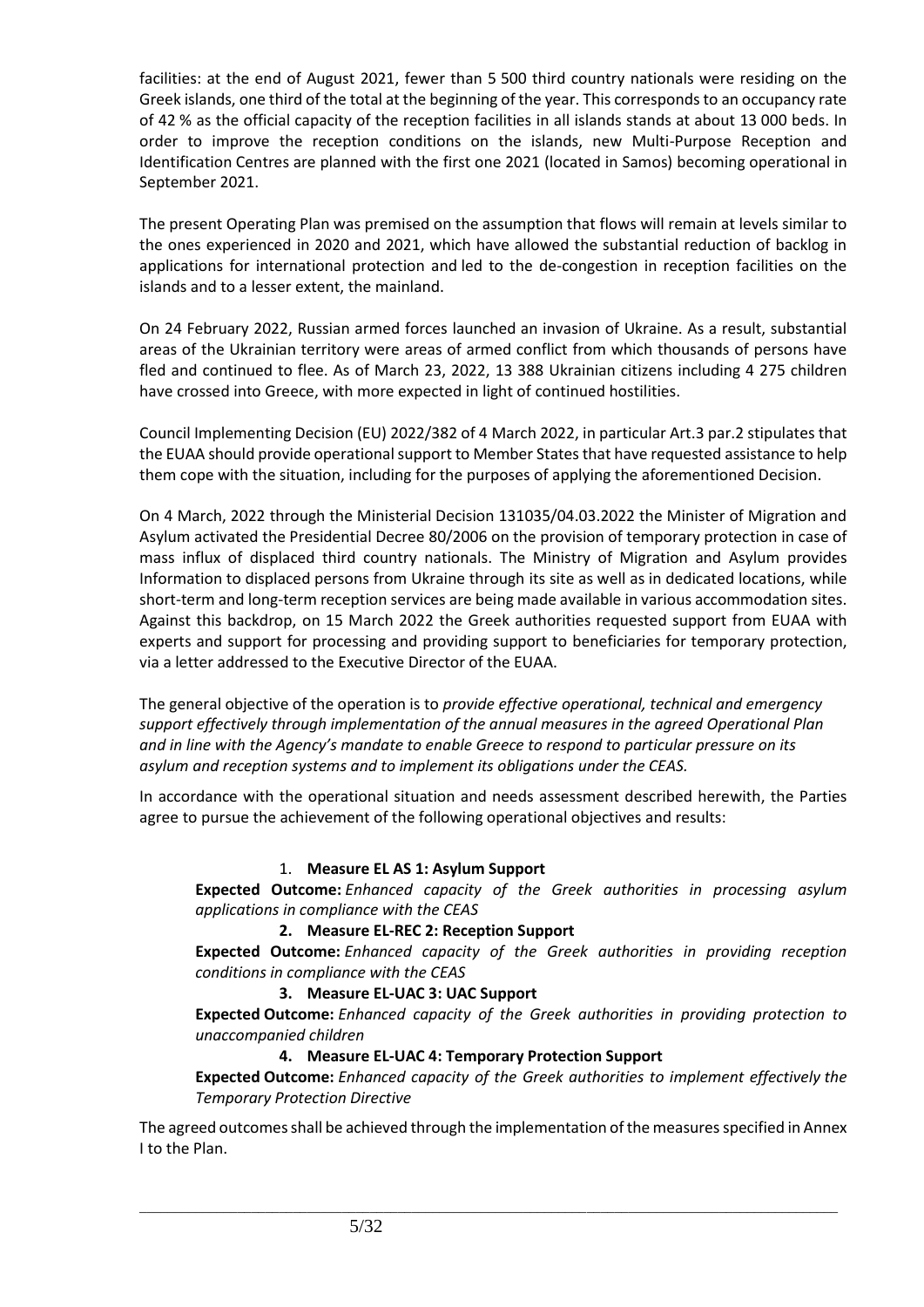facilities: at the end of August 2021, fewer than 5 500 third country nationals were residing on the Greek islands, one third of the total at the beginning of the year. This corresponds to an occupancy rate of 42 % as the official capacity of the reception facilities in all islands stands at about 13 000 beds. In order to improve the reception conditions on the islands, new Multi-Purpose Reception and Identification Centres are planned with the first one 2021 (located in Samos) becoming operational in September 2021.

The present Operating Plan was premised on the assumption that flows will remain at levels similar to the ones experienced in 2020 and 2021, which have allowed the substantial reduction of backlog in applications for international protection and led to the de-congestion in reception facilities on the islands and to a lesser extent, the mainland.

On 24 February 2022, Russian armed forces launched an invasion of Ukraine. As a result, substantial areas of the Ukrainian territory were areas of armed conflict from which thousands of persons have fled and continued to flee. As of March 23, 2022, 13 388 Ukrainian citizens including 4 275 children have crossed into Greece, with more expected in light of continued hostilities.

Council Implementing Decision (EU) 2022/382 of 4 March 2022, in particular Art.3 par.2 stipulates that the EUAA should provide operational support to Member States that have requested assistance to help them cope with the situation, including for the purposes of applying the aforementioned Decision.

On 4 March, 2022 through the Ministerial Decision 131035/04.03.2022 the Minister of Migration and Asylum activated the Presidential Decree 80/2006 on the provision of temporary protection in case of mass influx of displaced third country nationals. The Ministry of Migration and Asylum provides Information to displaced persons from Ukraine through its site as well as in dedicated locations, while short-term and long-term reception services are being made available in various accommodation sites. Against this backdrop, on 15 March 2022 the Greek authorities requested support from EUAA with experts and support for processing and providing support to beneficiaries for temporary protection, via a letter addressed to the Executive Director of the EUAA.

The general objective of the operation is to *provide effective operational, technical and emergency support effectively through implementation of the annual measures in the agreed Operational Plan and in line with the Agency's mandate to enable Greece to respond to particular pressure on its asylum and reception systems and to implement its obligations under the CEAS.*

In accordance with the operational situation and needs assessment described herewith, the Parties agree to pursue the achievement of the following operational objectives and results:

1. **Measure EL AS 1: Asylum Support**
   **Expected Outcome:** *Enhanced capacity of the Greek authorities in processing asylum applications in compliance with the CEAS*
2. **Measure EL-REC 2: Reception Support**
   **Expected Outcome:** *Enhanced capacity of the Greek authorities in providing reception conditions in compliance with the CEAS*
3. **Measure EL-UAC 3: UAC Support**
   **Expected Outcome:** *Enhanced capacity of the Greek authorities in providing protection to unaccompanied children*
4. **Measure EL-UAC 4: Temporary Protection Support**
   **Expected Outcome:** *Enhanced capacity of the Greek authorities to implement effectively the Temporary Protection Directive*

The agreed outcomes shall be achieved through the implementation of the measures specified in Annex I to the Plan.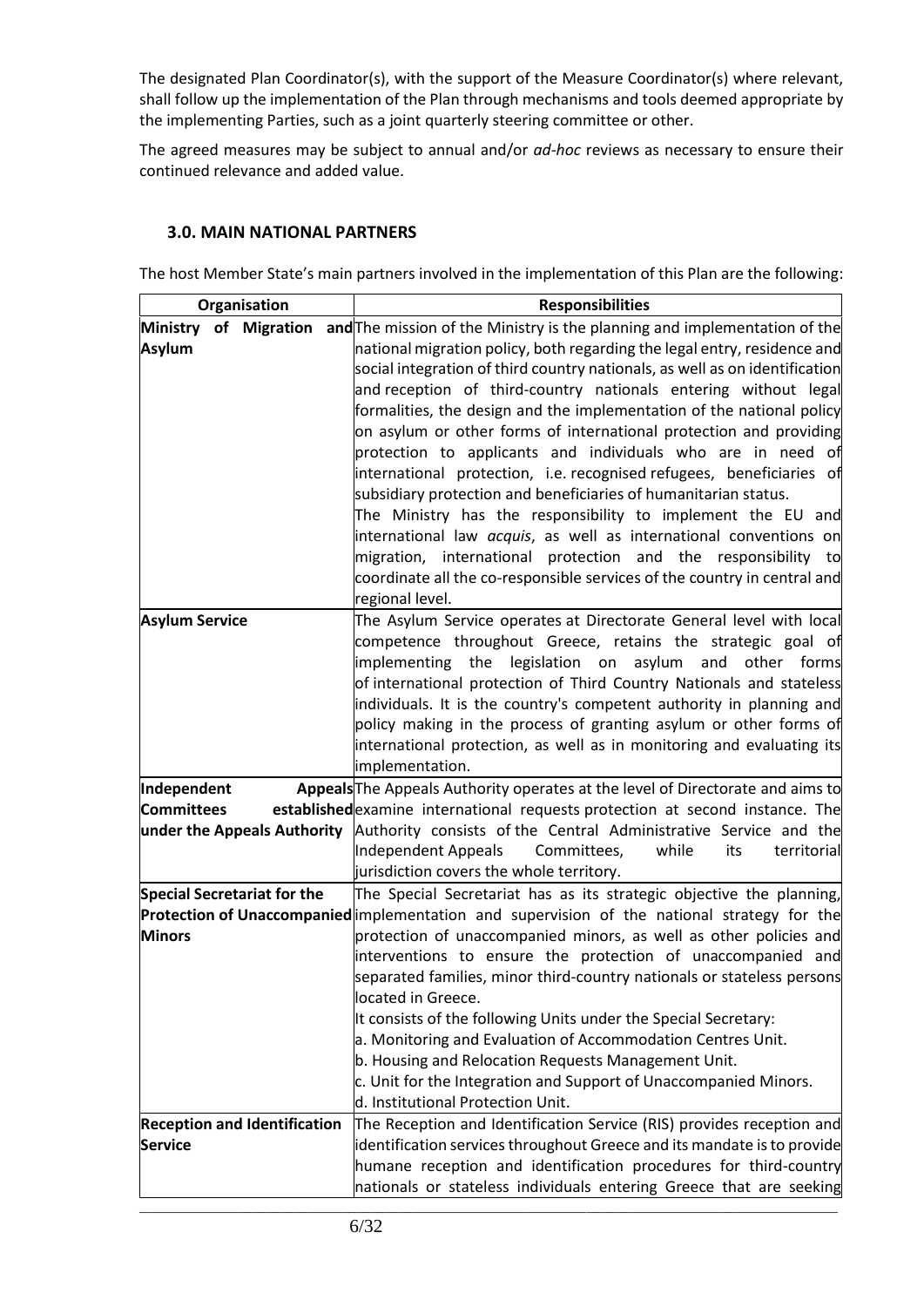The designated Plan Coordinator(s), with the support of the Measure Coordinator(s) where relevant, shall follow up the implementation of the Plan through mechanisms and tools deemed appropriate by the implementing Parties, such as a joint quarterly steering committee or other.

The agreed measures may be subject to annual and/or *ad-hoc* reviews as necessary to ensure their continued relevance and added value.

## 3.0. MAIN NATIONAL PARTNERS

The host Member State's main partners involved in the implementation of this Plan are the following:

| Organisation | Responsibilities |
|---|---|
| **Ministry of Migration and Asylum** | The mission of the Ministry is the planning and implementation of the national migration policy, both regarding the legal entry, residence and social integration of third country nationals, as well as on identification and reception of third-country nationals entering without legal formalities, the design and the implementation of the national policy on asylum or other forms of international protection and providing protection to applicants and individuals who are in need of international protection, i.e. recognised refugees, beneficiaries of subsidiary protection and beneficiaries of humanitarian status.<br>The Ministry has the responsibility to implement the EU and international law *acquis*, as well as international conventions on migration, international protection and the responsibility to coordinate all the co-responsible services of the country in central and regional level. |
| **Asylum Service** | The Asylum Service operates at Directorate General level with local competence throughout Greece, retains the strategic goal of implementing the legislation on asylum and other forms of international protection of Third Country Nationals and stateless individuals. It is the country's competent authority in planning and policy making in the process of granting asylum or other forms of international protection, as well as in monitoring and evaluating its implementation. |
| **Independent Appeals Committees established under the Appeals Authority** | The Appeals Authority operates at the level of Directorate and aims to examine international requests protection at second instance. The Authority consists of the Central Administrative Service and the Independent Appeals Committees, while its territorial jurisdiction covers the whole territory. |
| **Special Secretariat for the Protection of Unaccompanied Minors** | The Special Secretariat has as its strategic objective the planning, implementation and supervision of the national strategy for the protection of unaccompanied minors, as well as other policies and interventions to ensure the protection of unaccompanied and separated families, minor third-country nationals or stateless persons located in Greece.<br>It consists of the following Units under the Special Secretary:<br>a. Monitoring and Evaluation of Accommodation Centres Unit.<br>b. Housing and Relocation Requests Management Unit.<br>c. Unit for the Integration and Support of Unaccompanied Minors.<br>d. Institutional Protection Unit. |
| **Reception and Identification Service** | The Reception and Identification Service (RIS) provides reception and identification services throughout Greece and its mandate is to provide humane reception and identification procedures for third-country nationals or stateless individuals entering Greece that are seeking |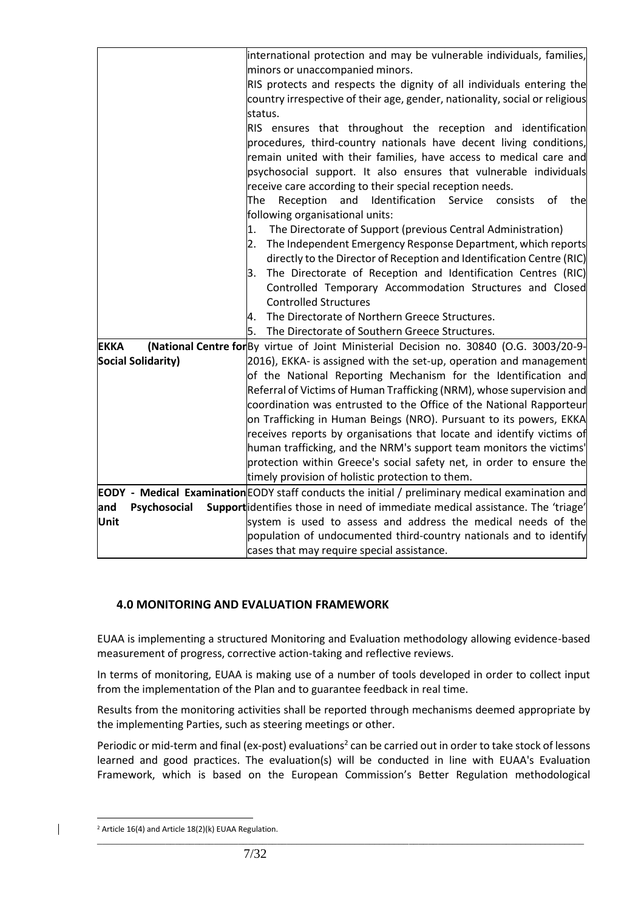| | |
|---|---|
| | international protection and may be vulnerable individuals, families, minors or unaccompanied minors.<br>RIS protects and respects the dignity of all individuals entering the country irrespective of their age, gender, nationality, social or religious status.<br>RIS ensures that throughout the reception and identification procedures, third-country nationals have decent living conditions, remain united with their families, have access to medical care and psychosocial support. It also ensures that vulnerable individuals receive care according to their special reception needs.<br>The Reception and Identification Service consists of the following organisational units:<br>1. The Directorate of Support (previous Central Administration)<br>2. The Independent Emergency Response Department, which reports directly to the Director of Reception and Identification Centre (RIC)<br>3. The Directorate of Reception and Identification Centres (RIC) Controlled Temporary Accommodation Structures and Closed Controlled Structures<br>4. The Directorate of Northern Greece Structures.<br>5. The Directorate of Southern Greece Structures. |
| **EKKA (National Centre for Social Solidarity)** | By virtue of Joint Ministerial Decision no. 30840 (O.G. 3003/20-9-2016), EKKA- is assigned with the set-up, operation and management of the National Reporting Mechanism for the Identification and Referral of Victims of Human Trafficking (NRM), whose supervision and coordination was entrusted to the Office of the National Rapporteur on Trafficking in Human Beings (NRO). Pursuant to its powers, EKKA receives reports by organisations that locate and identify victims of human trafficking, and the NRM's support team monitors the victims' protection within Greece's social safety net, in order to ensure the timely provision of holistic protection to them. |
| **EODY - Medical Examination and Psychosocial Support Unit** | EODY staff conducts the initial / preliminary medical examination and identifies those in need of immediate medical assistance. The 'triage' system is used to assess and address the medical needs of the population of undocumented third-country nationals and to identify cases that may require special assistance. |

## 4.0 MONITORING AND EVALUATION FRAMEWORK

EUAA is implementing a structured Monitoring and Evaluation methodology allowing evidence-based measurement of progress, corrective action-taking and reflective reviews.

In terms of monitoring, EUAA is making use of a number of tools developed in order to collect input from the implementation of the Plan and to guarantee feedback in real time.

Results from the monitoring activities shall be reported through mechanisms deemed appropriate by the implementing Parties, such as steering meetings or other.

Periodic or mid-term and final (ex-post) evaluations[2] can be carried out in order to take stock of lessons learned and good practices. The evaluation(s) will be conducted in line with EUAA's Evaluation Framework, which is based on the European Commission's Better Regulation methodological

[2] Article 16(4) and Article 18(2)(k) EUAA Regulation.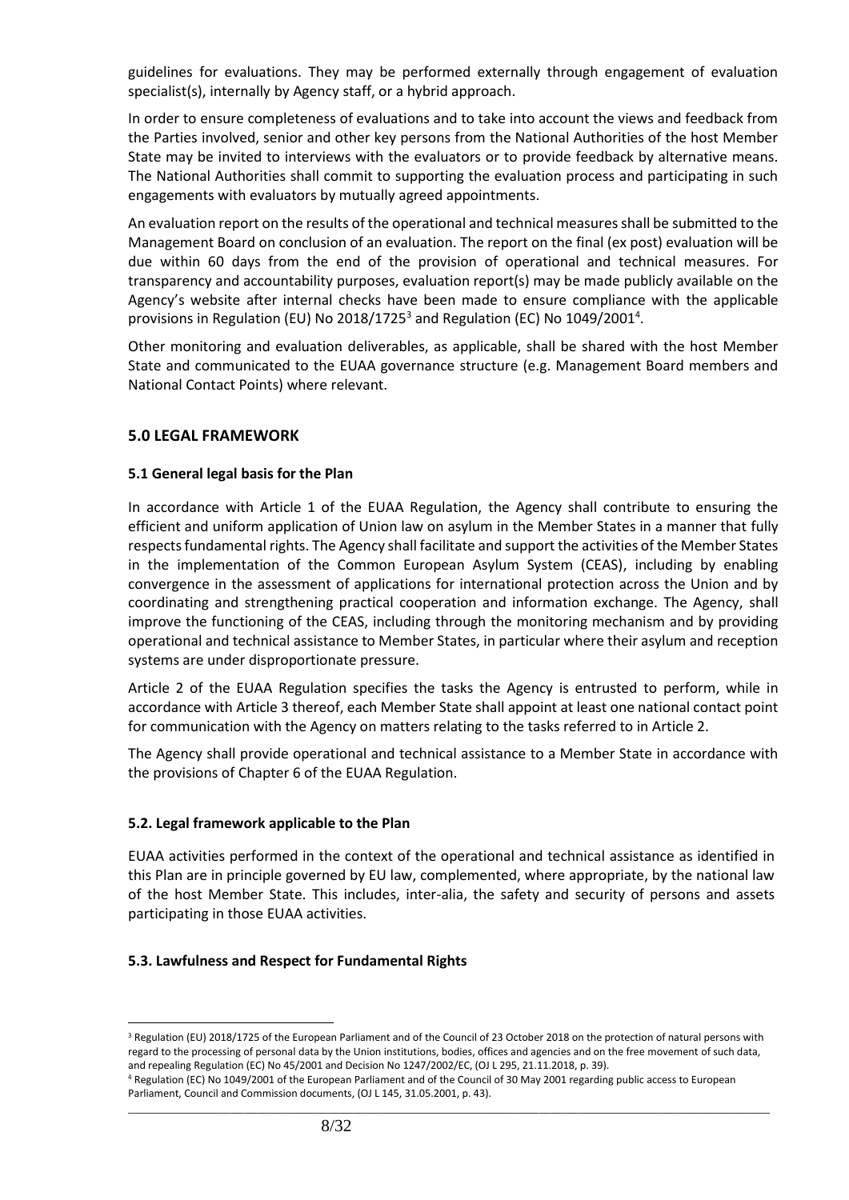guidelines for evaluations. They may be performed externally through engagement of evaluation specialist(s), internally by Agency staff, or a hybrid approach.

In order to ensure completeness of evaluations and to take into account the views and feedback from the Parties involved, senior and other key persons from the National Authorities of the host Member State may be invited to interviews with the evaluators or to provide feedback by alternative means. The National Authorities shall commit to supporting the evaluation process and participating in such engagements with evaluators by mutually agreed appointments.

An evaluation report on the results of the operational and technical measures shall be submitted to the Management Board on conclusion of an evaluation. The report on the final (ex post) evaluation will be due within 60 days from the end of the provision of operational and technical measures. For transparency and accountability purposes, evaluation report(s) may be made publicly available on the Agency's website after internal checks have been made to ensure compliance with the applicable provisions in Regulation (EU) No 2018/1725[3] and Regulation (EC) No 1049/2001[4].

Other monitoring and evaluation deliverables, as applicable, shall be shared with the host Member State and communicated to the EUAA governance structure (e.g. Management Board members and National Contact Points) where relevant.

## 5.0 LEGAL FRAMEWORK

### 5.1 General legal basis for the Plan

In accordance with Article 1 of the EUAA Regulation, the Agency shall contribute to ensuring the efficient and uniform application of Union law on asylum in the Member States in a manner that fully respects fundamental rights. The Agency shall facilitate and support the activities of the Member States in the implementation of the Common European Asylum System (CEAS), including by enabling convergence in the assessment of applications for international protection across the Union and by coordinating and strengthening practical cooperation and information exchange. The Agency, shall improve the functioning of the CEAS, including through the monitoring mechanism and by providing operational and technical assistance to Member States, in particular where their asylum and reception systems are under disproportionate pressure.

Article 2 of the EUAA Regulation specifies the tasks the Agency is entrusted to perform, while in accordance with Article 3 thereof, each Member State shall appoint at least one national contact point for communication with the Agency on matters relating to the tasks referred to in Article 2.

The Agency shall provide operational and technical assistance to a Member State in accordance with the provisions of Chapter 6 of the EUAA Regulation.

### 5.2. Legal framework applicable to the Plan

EUAA activities performed in the context of the operational and technical assistance as identified in this Plan are in principle governed by EU law, complemented, where appropriate, by the national law of the host Member State. This includes, inter-alia, the safety and security of persons and assets participating in those EUAA activities.

### 5.3. Lawfulness and Respect for Fundamental Rights

[3] Regulation (EU) 2018/1725 of the European Parliament and of the Council of 23 October 2018 on the protection of natural persons with regard to the processing of personal data by the Union institutions, bodies, offices and agencies and on the free movement of such data, and repealing Regulation (EC) No 45/2001 and Decision No 1247/2002/EC, (OJ L 295, 21.11.2018, p. 39).

[4] Regulation (EC) No 1049/2001 of the European Parliament and of the Council of 30 May 2001 regarding public access to European Parliament, Council and Commission documents, (OJ L 145, 31.05.2001, p. 43).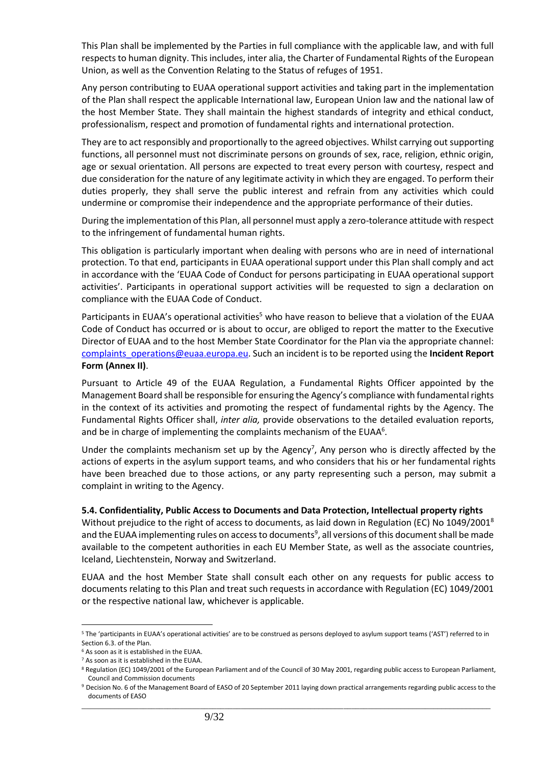This Plan shall be implemented by the Parties in full compliance with the applicable law, and with full respects to human dignity. This includes, inter alia, the Charter of Fundamental Rights of the European Union, as well as the Convention Relating to the Status of refuges of 1951.

Any person contributing to EUAA operational support activities and taking part in the implementation of the Plan shall respect the applicable International law, European Union law and the national law of the host Member State. They shall maintain the highest standards of integrity and ethical conduct, professionalism, respect and promotion of fundamental rights and international protection.

They are to act responsibly and proportionally to the agreed objectives. Whilst carrying out supporting functions, all personnel must not discriminate persons on grounds of sex, race, religion, ethnic origin, age or sexual orientation. All persons are expected to treat every person with courtesy, respect and due consideration for the nature of any legitimate activity in which they are engaged. To perform their duties properly, they shall serve the public interest and refrain from any activities which could undermine or compromise their independence and the appropriate performance of their duties.

During the implementation of this Plan, all personnel must apply a zero-tolerance attitude with respect to the infringement of fundamental human rights.

This obligation is particularly important when dealing with persons who are in need of international protection. To that end, participants in EUAA operational support under this Plan shall comply and act in accordance with the 'EUAA Code of Conduct for persons participating in EUAA operational support activities'. Participants in operational support activities will be requested to sign a declaration on compliance with the EUAA Code of Conduct.

Participants in EUAA's operational activities[5] who have reason to believe that a violation of the EUAA Code of Conduct has occurred or is about to occur, are obliged to report the matter to the Executive Director of EUAA and to the host Member State Coordinator for the Plan via the appropriate channel: complaints_operations@euaa.europa.eu. Such an incident is to be reported using the **Incident Report Form (Annex II)**.

Pursuant to Article 49 of the EUAA Regulation, a Fundamental Rights Officer appointed by the Management Board shall be responsible for ensuring the Agency's compliance with fundamental rights in the context of its activities and promoting the respect of fundamental rights by the Agency. The Fundamental Rights Officer shall, *inter alia,* provide observations to the detailed evaluation reports, and be in charge of implementing the complaints mechanism of the EUAA[6].

Under the complaints mechanism set up by the Agency[7], Any person who is directly affected by the actions of experts in the asylum support teams, and who considers that his or her fundamental rights have been breached due to those actions, or any party representing such a person, may submit a complaint in writing to the Agency.

### 5.4. Confidentiality, Public Access to Documents and Data Protection, Intellectual property rights

Without prejudice to the right of access to documents, as laid down in Regulation (EC) No 1049/2001[8] and the EUAA implementing rules on access to documents[9], all versions of this document shall be made available to the competent authorities in each EU Member State, as well as the associate countries, Iceland, Liechtenstein, Norway and Switzerland.

EUAA and the host Member State shall consult each other on any requests for public access to documents relating to this Plan and treat such requests in accordance with Regulation (EC) 1049/2001 or the respective national law, whichever is applicable.

---

[5] The 'participants in EUAA's operational activities' are to be construed as persons deployed to asylum support teams ('AST') referred to in Section 6.3. of the Plan.

[6] As soon as it is established in the EUAA.

[7] As soon as it is established in the EUAA.

[8] Regulation (EC) 1049/2001 of the European Parliament and of the Council of 30 May 2001, regarding public access to European Parliament, Council and Commission documents

[9] Decision No. 6 of the Management Board of EASO of 20 September 2011 laying down practical arrangements regarding public access to the documents of EASO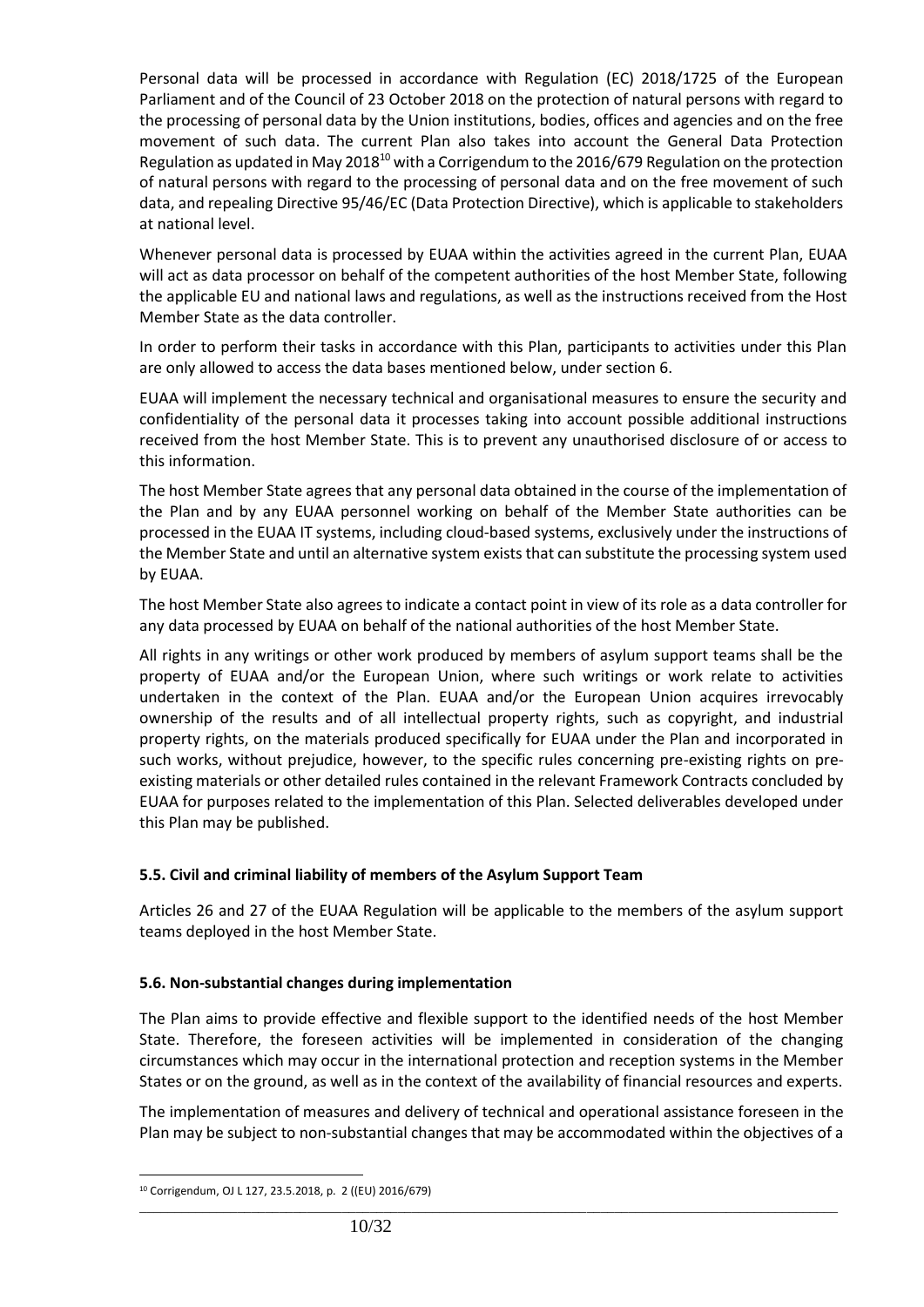Personal data will be processed in accordance with Regulation (EC) 2018/1725 of the European Parliament and of the Council of 23 October 2018 on the protection of natural persons with regard to the processing of personal data by the Union institutions, bodies, offices and agencies and on the free movement of such data. The current Plan also takes into account the General Data Protection Regulation as updated in May 2018[10] with a Corrigendum to the 2016/679 Regulation on the protection of natural persons with regard to the processing of personal data and on the free movement of such data, and repealing Directive 95/46/EC (Data Protection Directive), which is applicable to stakeholders at national level.

Whenever personal data is processed by EUAA within the activities agreed in the current Plan, EUAA will act as data processor on behalf of the competent authorities of the host Member State, following the applicable EU and national laws and regulations, as well as the instructions received from the Host Member State as the data controller.

In order to perform their tasks in accordance with this Plan, participants to activities under this Plan are only allowed to access the data bases mentioned below, under section 6.

EUAA will implement the necessary technical and organisational measures to ensure the security and confidentiality of the personal data it processes taking into account possible additional instructions received from the host Member State. This is to prevent any unauthorised disclosure of or access to this information.

The host Member State agrees that any personal data obtained in the course of the implementation of the Plan and by any EUAA personnel working on behalf of the Member State authorities can be processed in the EUAA IT systems, including cloud-based systems, exclusively under the instructions of the Member State and until an alternative system exists that can substitute the processing system used by EUAA.

The host Member State also agrees to indicate a contact point in view of its role as a data controller for any data processed by EUAA on behalf of the national authorities of the host Member State.

All rights in any writings or other work produced by members of asylum support teams shall be the property of EUAA and/or the European Union, where such writings or work relate to activities undertaken in the context of the Plan. EUAA and/or the European Union acquires irrevocably ownership of the results and of all intellectual property rights, such as copyright, and industrial property rights, on the materials produced specifically for EUAA under the Plan and incorporated in such works, without prejudice, however, to the specific rules concerning pre-existing rights on pre-existing materials or other detailed rules contained in the relevant Framework Contracts concluded by EUAA for purposes related to the implementation of this Plan. Selected deliverables developed under this Plan may be published.

### 5.5. Civil and criminal liability of members of the Asylum Support Team

Articles 26 and 27 of the EUAA Regulation will be applicable to the members of the asylum support teams deployed in the host Member State.

### 5.6. Non-substantial changes during implementation

The Plan aims to provide effective and flexible support to the identified needs of the host Member State. Therefore, the foreseen activities will be implemented in consideration of the changing circumstances which may occur in the international protection and reception systems in the Member States or on the ground, as well as in the context of the availability of financial resources and experts.

The implementation of measures and delivery of technical and operational assistance foreseen in the Plan may be subject to non-substantial changes that may be accommodated within the objectives of a

[10] Corrigendum, OJ L 127, 23.5.2018, p. 2 ((EU) 2016/679)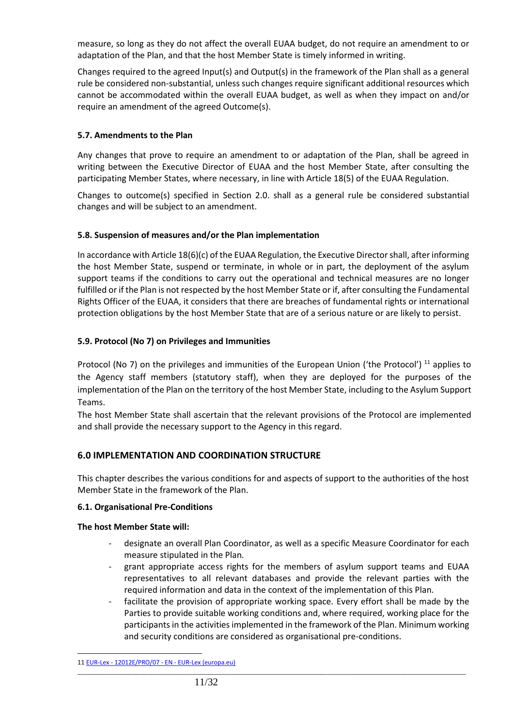measure, so long as they do not affect the overall EUAA budget, do not require an amendment to or adaptation of the Plan, and that the host Member State is timely informed in writing.

Changes required to the agreed Input(s) and Output(s) in the framework of the Plan shall as a general rule be considered non-substantial, unless such changes require significant additional resources which cannot be accommodated within the overall EUAA budget, as well as when they impact on and/or require an amendment of the agreed Outcome(s).

### 5.7. Amendments to the Plan

Any changes that prove to require an amendment to or adaptation of the Plan, shall be agreed in writing between the Executive Director of EUAA and the host Member State, after consulting the participating Member States, where necessary, in line with Article 18(5) of the EUAA Regulation.

Changes to outcome(s) specified in Section 2.0. shall as a general rule be considered substantial changes and will be subject to an amendment.

### 5.8. Suspension of measures and/or the Plan implementation

In accordance with Article 18(6)(c) of the EUAA Regulation, the Executive Director shall, after informing the host Member State, suspend or terminate, in whole or in part, the deployment of the asylum support teams if the conditions to carry out the operational and technical measures are no longer fulfilled or if the Plan is not respected by the host Member State or if, after consulting the Fundamental Rights Officer of the EUAA, it considers that there are breaches of fundamental rights or international protection obligations by the host Member State that are of a serious nature or are likely to persist.

### 5.9. Protocol (No 7) on Privileges and Immunities

Protocol (No 7) on the privileges and immunities of the European Union ('the Protocol') [11] applies to the Agency staff members (statutory staff), when they are deployed for the purposes of the implementation of the Plan on the territory of the host Member State, including to the Asylum Support Teams.
The host Member State shall ascertain that the relevant provisions of the Protocol are implemented and shall provide the necessary support to the Agency in this regard.

## 6.0 IMPLEMENTATION AND COORDINATION STRUCTURE

This chapter describes the various conditions for and aspects of support to the authorities of the host Member State in the framework of the Plan.

### 6.1. Organisational Pre-Conditions

**The host Member State will:**

- designate an overall Plan Coordinator, as well as a specific Measure Coordinator for each measure stipulated in the Plan.
- grant appropriate access rights for the members of asylum support teams and EUAA representatives to all relevant databases and provide the relevant parties with the required information and data in the context of the implementation of this Plan.
- facilitate the provision of appropriate working space. Every effort shall be made by the Parties to provide suitable working conditions and, where required, working place for the participants in the activities implemented in the framework of the Plan. Minimum working and security conditions are considered as organisational pre-conditions.

11 EUR-Lex - 12012E/PRO/07 - EN - EUR-Lex (europa.eu)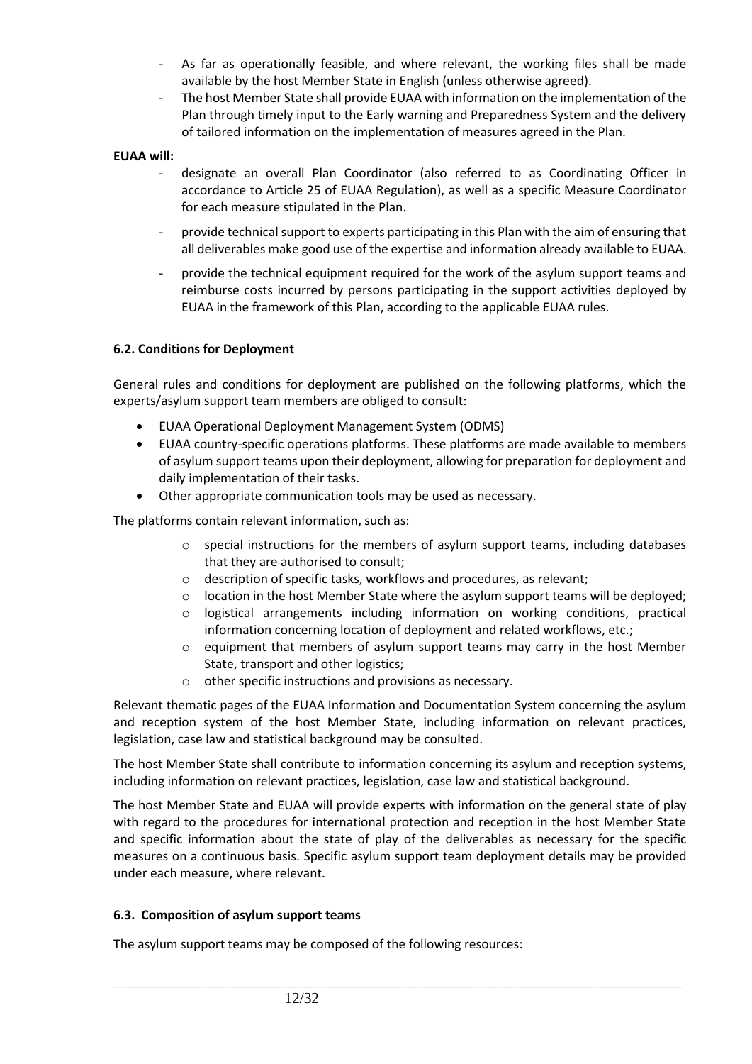- As far as operationally feasible, and where relevant, the working files shall be made available by the host Member State in English (unless otherwise agreed).
- The host Member State shall provide EUAA with information on the implementation of the Plan through timely input to the Early warning and Preparedness System and the delivery of tailored information on the implementation of measures agreed in the Plan.

**EUAA will:**

- designate an overall Plan Coordinator (also referred to as Coordinating Officer in accordance to Article 25 of EUAA Regulation), as well as a specific Measure Coordinator for each measure stipulated in the Plan.
- provide technical support to experts participating in this Plan with the aim of ensuring that all deliverables make good use of the expertise and information already available to EUAA.
- provide the technical equipment required for the work of the asylum support teams and reimburse costs incurred by persons participating in the support activities deployed by EUAA in the framework of this Plan, according to the applicable EUAA rules.

### 6.2. Conditions for Deployment

General rules and conditions for deployment are published on the following platforms, which the experts/asylum support team members are obliged to consult:

- EUAA Operational Deployment Management System (ODMS)
- EUAA country-specific operations platforms. These platforms are made available to members of asylum support teams upon their deployment, allowing for preparation for deployment and daily implementation of their tasks.
- Other appropriate communication tools may be used as necessary.

The platforms contain relevant information, such as:

- special instructions for the members of asylum support teams, including databases that they are authorised to consult;
- description of specific tasks, workflows and procedures, as relevant;
- location in the host Member State where the asylum support teams will be deployed;
- logistical arrangements including information on working conditions, practical information concerning location of deployment and related workflows, etc.;
- equipment that members of asylum support teams may carry in the host Member State, transport and other logistics;
- other specific instructions and provisions as necessary.

Relevant thematic pages of the EUAA Information and Documentation System concerning the asylum and reception system of the host Member State, including information on relevant practices, legislation, case law and statistical background may be consulted.

The host Member State shall contribute to information concerning its asylum and reception systems, including information on relevant practices, legislation, case law and statistical background.

The host Member State and EUAA will provide experts with information on the general state of play with regard to the procedures for international protection and reception in the host Member State and specific information about the state of play of the deliverables as necessary for the specific measures on a continuous basis. Specific asylum support team deployment details may be provided under each measure, where relevant.

### 6.3. Composition of asylum support teams

The asylum support teams may be composed of the following resources: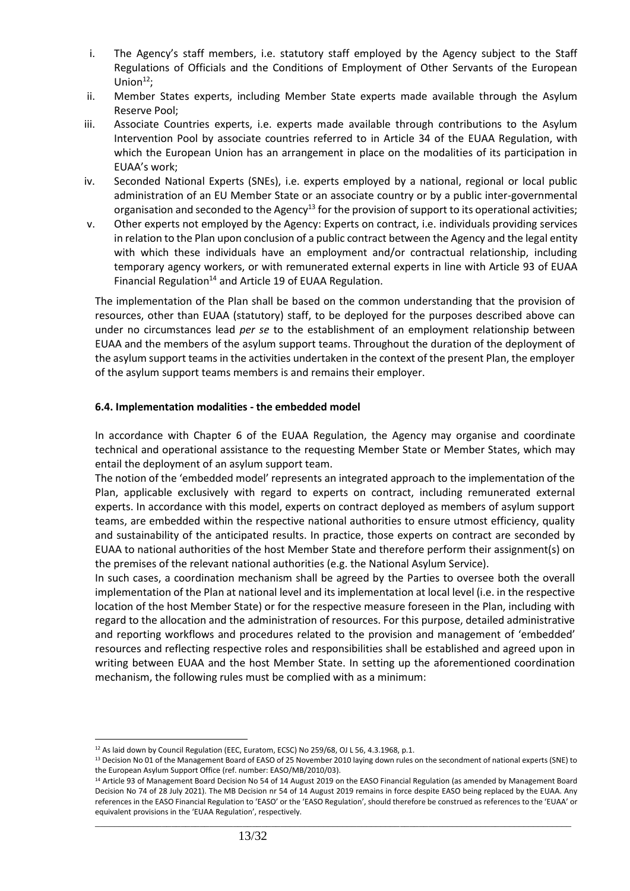i. The Agency's staff members, i.e. statutory staff employed by the Agency subject to the Staff Regulations of Officials and the Conditions of Employment of Other Servants of the European Union[12];
ii. Member States experts, including Member State experts made available through the Asylum Reserve Pool;
iii. Associate Countries experts, i.e. experts made available through contributions to the Asylum Intervention Pool by associate countries referred to in Article 34 of the EUAA Regulation, with which the European Union has an arrangement in place on the modalities of its participation in EUAA's work;
iv. Seconded National Experts (SNEs), i.e. experts employed by a national, regional or local public administration of an EU Member State or an associate country or by a public inter-governmental organisation and seconded to the Agency[13] for the provision of support to its operational activities;
v. Other experts not employed by the Agency: Experts on contract, i.e. individuals providing services in relation to the Plan upon conclusion of a public contract between the Agency and the legal entity with which these individuals have an employment and/or contractual relationship, including temporary agency workers, or with remunerated external experts in line with Article 93 of EUAA Financial Regulation[14] and Article 19 of EUAA Regulation.

The implementation of the Plan shall be based on the common understanding that the provision of resources, other than EUAA (statutory) staff, to be deployed for the purposes described above can under no circumstances lead *per se* to the establishment of an employment relationship between EUAA and the members of the asylum support teams. Throughout the duration of the deployment of the asylum support teams in the activities undertaken in the context of the present Plan, the employer of the asylum support teams members is and remains their employer.

### 6.4. Implementation modalities - the embedded model

In accordance with Chapter 6 of the EUAA Regulation, the Agency may organise and coordinate technical and operational assistance to the requesting Member State or Member States, which may entail the deployment of an asylum support team.

The notion of the 'embedded model' represents an integrated approach to the implementation of the Plan, applicable exclusively with regard to experts on contract, including remunerated external experts. In accordance with this model, experts on contract deployed as members of asylum support teams, are embedded within the respective national authorities to ensure utmost efficiency, quality and sustainability of the anticipated results. In practice, those experts on contract are seconded by EUAA to national authorities of the host Member State and therefore perform their assignment(s) on the premises of the relevant national authorities (e.g. the National Asylum Service).

In such cases, a coordination mechanism shall be agreed by the Parties to oversee both the overall implementation of the Plan at national level and its implementation at local level (i.e. in the respective location of the host Member State) or for the respective measure foreseen in the Plan, including with regard to the allocation and the administration of resources. For this purpose, detailed administrative and reporting workflows and procedures related to the provision and management of 'embedded' resources and reflecting respective roles and responsibilities shall be established and agreed upon in writing between EUAA and the host Member State. In setting up the aforementioned coordination mechanism, the following rules must be complied with as a minimum:

---

[12] As laid down by Council Regulation (EEC, Euratom, ECSC) No 259/68, OJ L 56, 4.3.1968, p.1.

[13] Decision No 01 of the Management Board of EASO of 25 November 2010 laying down rules on the secondment of national experts (SNE) to the European Asylum Support Office (ref. number: EASO/MB/2010/03).

[14] Article 93 of Management Board Decision No 54 of 14 August 2019 on the EASO Financial Regulation (as amended by Management Board Decision No 74 of 28 July 2021). The MB Decision nr 54 of 14 August 2019 remains in force despite EASO being replaced by the EUAA. Any references in the EASO Financial Regulation to 'EASO' or the 'EASO Regulation', should therefore be construed as references to the 'EUAA' or equivalent provisions in the 'EUAA Regulation', respectively.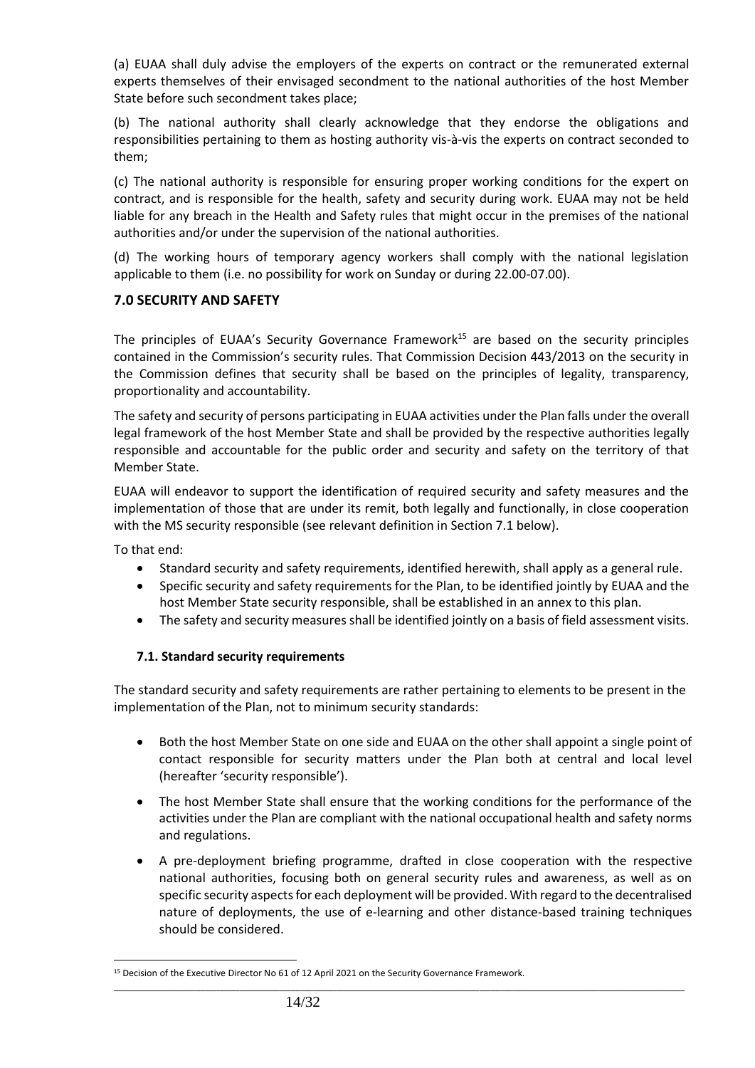(a) EUAA shall duly advise the employers of the experts on contract or the remunerated external experts themselves of their envisaged secondment to the national authorities of the host Member State before such secondment takes place;

(b) The national authority shall clearly acknowledge that they endorse the obligations and responsibilities pertaining to them as hosting authority vis-à-vis the experts on contract seconded to them;

(c) The national authority is responsible for ensuring proper working conditions for the expert on contract, and is responsible for the health, safety and security during work. EUAA may not be held liable for any breach in the Health and Safety rules that might occur in the premises of the national authorities and/or under the supervision of the national authorities.

(d) The working hours of temporary agency workers shall comply with the national legislation applicable to them (i.e. no possibility for work on Sunday or during 22.00-07.00).

## 7.0 SECURITY AND SAFETY

The principles of EUAA's Security Governance Framework[15] are based on the security principles contained in the Commission's security rules. That Commission Decision 443/2013 on the security in the Commission defines that security shall be based on the principles of legality, transparency, proportionality and accountability.

The safety and security of persons participating in EUAA activities under the Plan falls under the overall legal framework of the host Member State and shall be provided by the respective authorities legally responsible and accountable for the public order and security and safety on the territory of that Member State.

EUAA will endeavor to support the identification of required security and safety measures and the implementation of those that are under its remit, both legally and functionally, in close cooperation with the MS security responsible (see relevant definition in Section 7.1 below).

To that end:

- Standard security and safety requirements, identified herewith, shall apply as a general rule.
- Specific security and safety requirements for the Plan, to be identified jointly by EUAA and the host Member State security responsible, shall be established in an annex to this plan.
- The safety and security measures shall be identified jointly on a basis of field assessment visits.

### 7.1. Standard security requirements

The standard security and safety requirements are rather pertaining to elements to be present in the implementation of the Plan, not to minimum security standards:

- Both the host Member State on one side and EUAA on the other shall appoint a single point of contact responsible for security matters under the Plan both at central and local level (hereafter 'security responsible').
- The host Member State shall ensure that the working conditions for the performance of the activities under the Plan are compliant with the national occupational health and safety norms and regulations.
- A pre-deployment briefing programme, drafted in close cooperation with the respective national authorities, focusing both on general security rules and awareness, as well as on specific security aspects for each deployment will be provided. With regard to the decentralised nature of deployments, the use of e-learning and other distance-based training techniques should be considered.

[15] Decision of the Executive Director No 61 of 12 April 2021 on the Security Governance Framework.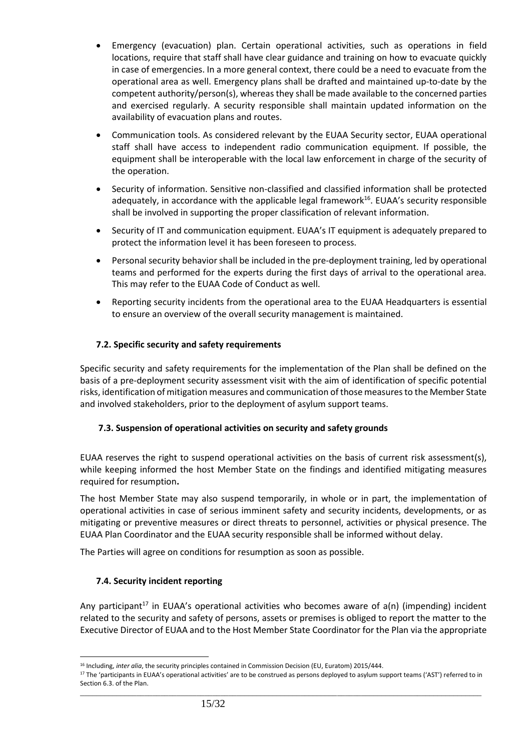- Emergency (evacuation) plan. Certain operational activities, such as operations in field locations, require that staff shall have clear guidance and training on how to evacuate quickly in case of emergencies. In a more general context, there could be a need to evacuate from the operational area as well. Emergency plans shall be drafted and maintained up-to-date by the competent authority/person(s), whereas they shall be made available to the concerned parties and exercised regularly. A security responsible shall maintain updated information on the availability of evacuation plans and routes.
- Communication tools. As considered relevant by the EUAA Security sector, EUAA operational staff shall have access to independent radio communication equipment. If possible, the equipment shall be interoperable with the local law enforcement in charge of the security of the operation.
- Security of information. Sensitive non-classified and classified information shall be protected adequately, in accordance with the applicable legal framework[16]. EUAA's security responsible shall be involved in supporting the proper classification of relevant information.
- Security of IT and communication equipment. EUAA's IT equipment is adequately prepared to protect the information level it has been foreseen to process.
- Personal security behavior shall be included in the pre-deployment training, led by operational teams and performed for the experts during the first days of arrival to the operational area. This may refer to the EUAA Code of Conduct as well.
- Reporting security incidents from the operational area to the EUAA Headquarters is essential to ensure an overview of the overall security management is maintained.

### 7.2. Specific security and safety requirements

Specific security and safety requirements for the implementation of the Plan shall be defined on the basis of a pre-deployment security assessment visit with the aim of identification of specific potential risks, identification of mitigation measures and communication of those measures to the Member State and involved stakeholders, prior to the deployment of asylum support teams.

### 7.3. Suspension of operational activities on security and safety grounds

EUAA reserves the right to suspend operational activities on the basis of current risk assessment(s), while keeping informed the host Member State on the findings and identified mitigating measures required for resumption**.**

The host Member State may also suspend temporarily, in whole or in part, the implementation of operational activities in case of serious imminent safety and security incidents, developments, or as mitigating or preventive measures or direct threats to personnel, activities or physical presence. The EUAA Plan Coordinator and the EUAA security responsible shall be informed without delay.

The Parties will agree on conditions for resumption as soon as possible.

### 7.4. Security incident reporting

Any participant[17] in EUAA's operational activities who becomes aware of a(n) (impending) incident related to the security and safety of persons, assets or premises is obliged to report the matter to the Executive Director of EUAA and to the Host Member State Coordinator for the Plan via the appropriate

[16] Including, *inter alia*, the security principles contained in Commission Decision (EU, Euratom) 2015/444.

[17] The 'participants in EUAA's operational activities' are to be construed as persons deployed to asylum support teams ('AST') referred to in Section 6.3. of the Plan.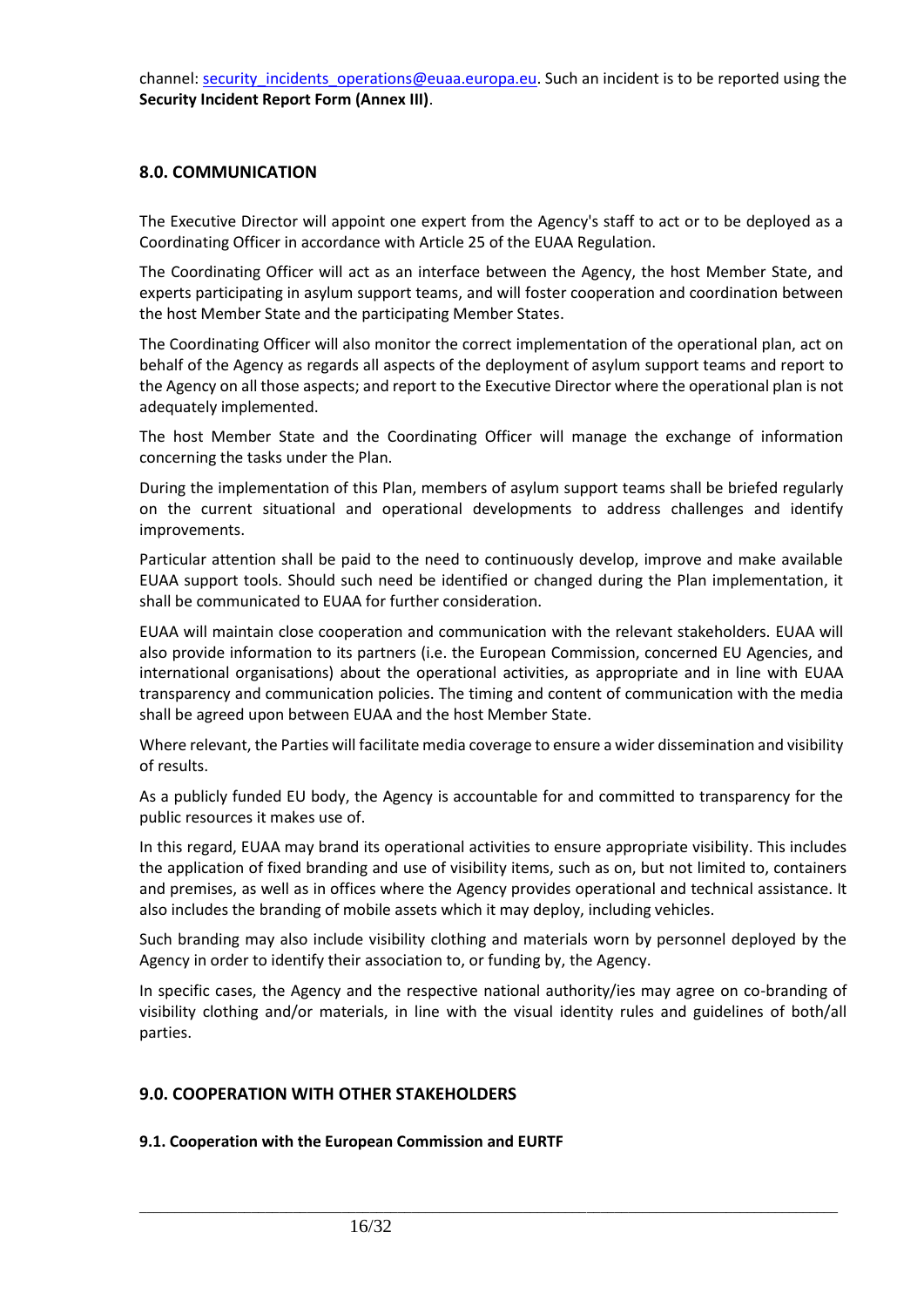channel: security_incidents_operations@euaa.europa.eu. Such an incident is to be reported using the **Security Incident Report Form (Annex III)**.

## 8.0. COMMUNICATION

The Executive Director will appoint one expert from the Agency's staff to act or to be deployed as a Coordinating Officer in accordance with Article 25 of the EUAA Regulation.

The Coordinating Officer will act as an interface between the Agency, the host Member State, and experts participating in asylum support teams, and will foster cooperation and coordination between the host Member State and the participating Member States.

The Coordinating Officer will also monitor the correct implementation of the operational plan, act on behalf of the Agency as regards all aspects of the deployment of asylum support teams and report to the Agency on all those aspects; and report to the Executive Director where the operational plan is not adequately implemented.

The host Member State and the Coordinating Officer will manage the exchange of information concerning the tasks under the Plan.

During the implementation of this Plan, members of asylum support teams shall be briefed regularly on the current situational and operational developments to address challenges and identify improvements.

Particular attention shall be paid to the need to continuously develop, improve and make available EUAA support tools. Should such need be identified or changed during the Plan implementation, it shall be communicated to EUAA for further consideration.

EUAA will maintain close cooperation and communication with the relevant stakeholders. EUAA will also provide information to its partners (i.e. the European Commission, concerned EU Agencies, and international organisations) about the operational activities, as appropriate and in line with EUAA transparency and communication policies. The timing and content of communication with the media shall be agreed upon between EUAA and the host Member State.

Where relevant, the Parties will facilitate media coverage to ensure a wider dissemination and visibility of results.

As a publicly funded EU body, the Agency is accountable for and committed to transparency for the public resources it makes use of.

In this regard, EUAA may brand its operational activities to ensure appropriate visibility. This includes the application of fixed branding and use of visibility items, such as on, but not limited to, containers and premises, as well as in offices where the Agency provides operational and technical assistance. It also includes the branding of mobile assets which it may deploy, including vehicles.

Such branding may also include visibility clothing and materials worn by personnel deployed by the Agency in order to identify their association to, or funding by, the Agency.

In specific cases, the Agency and the respective national authority/ies may agree on co-branding of visibility clothing and/or materials, in line with the visual identity rules and guidelines of both/all parties.

## 9.0. COOPERATION WITH OTHER STAKEHOLDERS

### 9.1. Cooperation with the European Commission and EURTF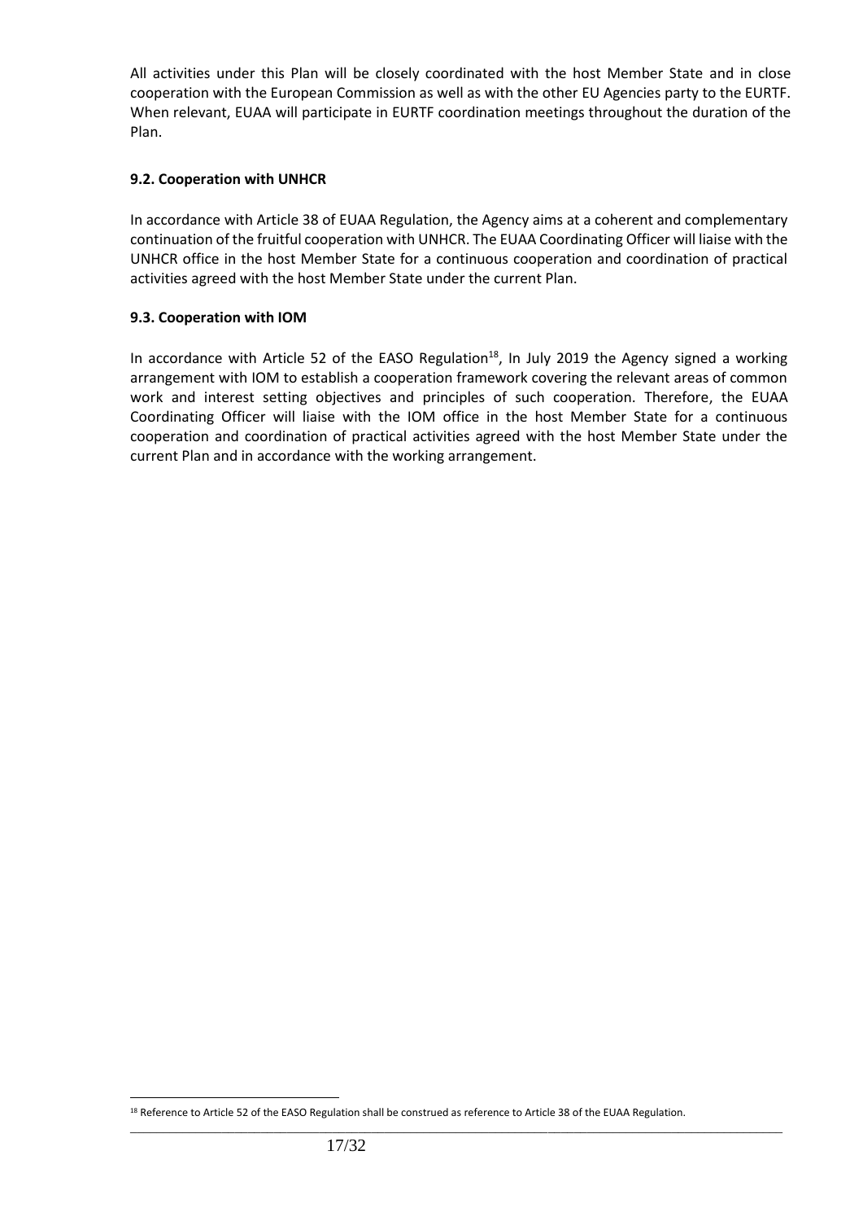All activities under this Plan will be closely coordinated with the host Member State and in close cooperation with the European Commission as well as with the other EU Agencies party to the EURTF. When relevant, EUAA will participate in EURTF coordination meetings throughout the duration of the Plan.

### 9.2. Cooperation with UNHCR

In accordance with Article 38 of EUAA Regulation, the Agency aims at a coherent and complementary continuation of the fruitful cooperation with UNHCR. The EUAA Coordinating Officer will liaise with the UNHCR office in the host Member State for a continuous cooperation and coordination of practical activities agreed with the host Member State under the current Plan.

### 9.3. Cooperation with IOM

In accordance with Article 52 of the EASO Regulation[18], In July 2019 the Agency signed a working arrangement with IOM to establish a cooperation framework covering the relevant areas of common work and interest setting objectives and principles of such cooperation. Therefore, the EUAA Coordinating Officer will liaise with the IOM office in the host Member State for a continuous cooperation and coordination of practical activities agreed with the host Member State under the current Plan and in accordance with the working arrangement.

---

[18] Reference to Article 52 of the EASO Regulation shall be construed as reference to Article 38 of the EUAA Regulation.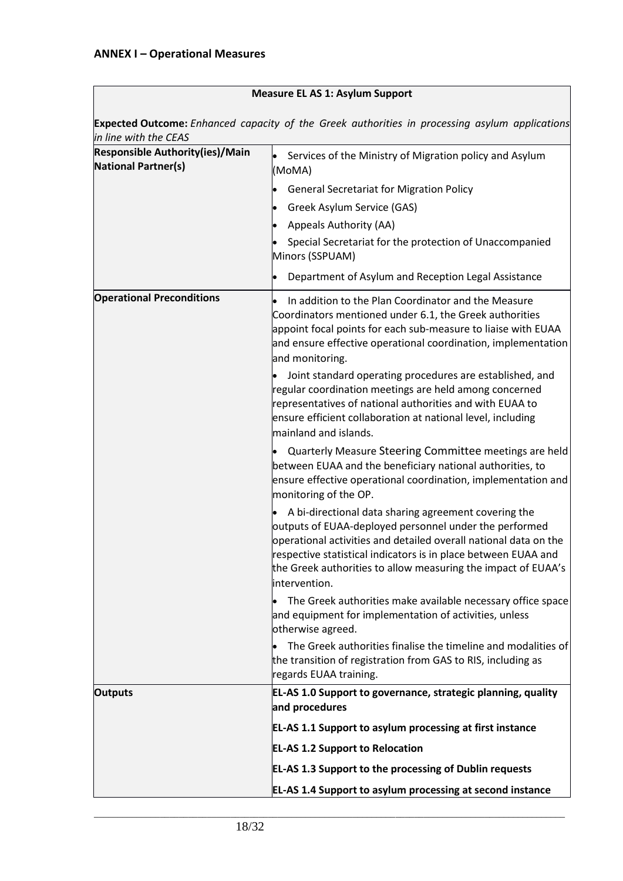## ANNEX I – Operational Measures

| **Measure EL AS 1: Asylum Support** | |
|---|---|
| **Expected Outcome:** *Enhanced capacity of the Greek authorities in processing asylum applications in line with the CEAS* | |
| **Responsible Authority(ies)/Main National Partner(s)** | • Services of the Ministry of Migration policy and Asylum (MoMA)<br>• General Secretariat for Migration Policy<br>• Greek Asylum Service (GAS)<br>• Appeals Authority (AA)<br>• Special Secretariat for the protection of Unaccompanied Minors (SSPUAM)<br>• Department of Asylum and Reception Legal Assistance |
| **Operational Preconditions** | • In addition to the Plan Coordinator and the Measure Coordinators mentioned under 6.1, the Greek authorities appoint focal points for each sub-measure to liaise with EUAA and ensure effective operational coordination, implementation and monitoring.<br>• Joint standard operating procedures are established, and regular coordination meetings are held among concerned representatives of national authorities and with EUAA to ensure efficient collaboration at national level, including mainland and islands.<br>• Quarterly Measure Steering Committee meetings are held between EUAA and the beneficiary national authorities, to ensure effective operational coordination, implementation and monitoring of the OP.<br>• A bi-directional data sharing agreement covering the outputs of EUAA-deployed personnel under the performed operational activities and detailed overall national data on the respective statistical indicators is in place between EUAA and the Greek authorities to allow measuring the impact of EUAA's intervention.<br>• The Greek authorities make available necessary office space and equipment for implementation of activities, unless otherwise agreed.<br>• The Greek authorities finalise the timeline and modalities of the transition of registration from GAS to RIS, including as regards EUAA training. |
| **Outputs** | **EL-AS 1.0 Support to governance, strategic planning, quality and procedures**<br>**EL-AS 1.1 Support to asylum processing at first instance**<br>**EL-AS 1.2 Support to Relocation**<br>**EL-AS 1.3 Support to the processing of Dublin requests**<br>**EL-AS 1.4 Support to asylum processing at second instance** |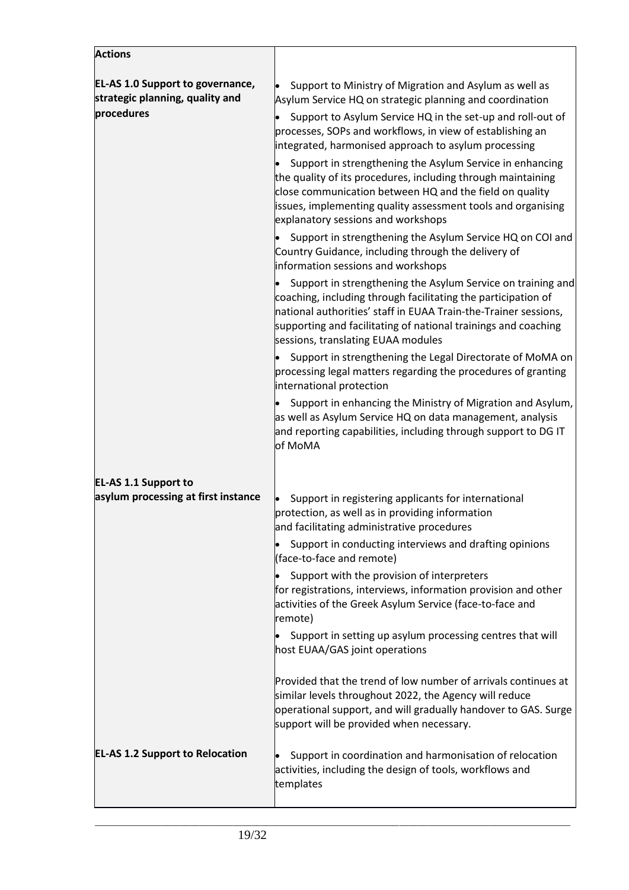| Actions | |
|---|---|
| **EL-AS 1.0 Support to governance, strategic planning, quality and procedures** | • Support to Ministry of Migration and Asylum as well as Asylum Service HQ on strategic planning and coordination<br>• Support to Asylum Service HQ in the set-up and roll-out of processes, SOPs and workflows, in view of establishing an integrated, harmonised approach to asylum processing<br>• Support in strengthening the Asylum Service in enhancing the quality of its procedures, including through maintaining close communication between HQ and the field on quality issues, implementing quality assessment tools and organising explanatory sessions and workshops<br>• Support in strengthening the Asylum Service HQ on COI and Country Guidance, including through the delivery of information sessions and workshops<br>• Support in strengthening the Asylum Service on training and coaching, including through facilitating the participation of national authorities' staff in EUAA Train-the-Trainer sessions, supporting and facilitating of national trainings and coaching sessions, translating EUAA modules<br>• Support in strengthening the Legal Directorate of MoMA on processing legal matters regarding the procedures of granting international protection<br>• Support in enhancing the Ministry of Migration and Asylum, as well as Asylum Service HQ on data management, analysis and reporting capabilities, including through support to DG IT of MoMA |
| **EL-AS 1.1 Support to asylum processing at first instance** | • Support in registering applicants for international protection, as well as in providing information and facilitating administrative procedures<br>• Support in conducting interviews and drafting opinions (face-to-face and remote)<br>• Support with the provision of interpreters for registrations, interviews, information provision and other activities of the Greek Asylum Service (face-to-face and remote)<br>• Support in setting up asylum processing centres that will host EUAA/GAS joint operations<br><br>Provided that the trend of low number of arrivals continues at similar levels throughout 2022, the Agency will reduce operational support, and will gradually handover to GAS. Surge support will be provided when necessary. |
| **EL-AS 1.2 Support to Relocation** | • Support in coordination and harmonisation of relocation activities, including the design of tools, workflows and templates |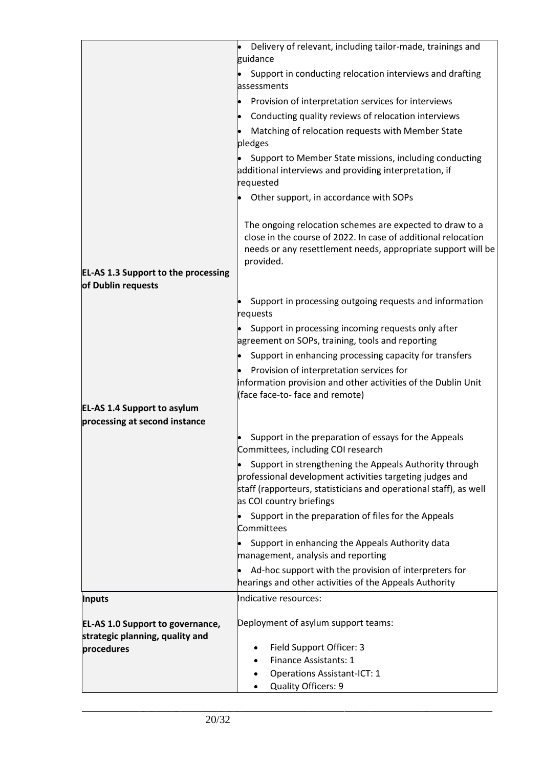| | |
|---|---|
| | • Delivery of relevant, including tailor-made, trainings and guidance<br>• Support in conducting relocation interviews and drafting assessments<br>• Provision of interpretation services for interviews<br>• Conducting quality reviews of relocation interviews<br>• Matching of relocation requests with Member State pledges<br>• Support to Member State missions, including conducting additional interviews and providing interpretation, if requested<br>• Other support, in accordance with SOPs<br><br>The ongoing relocation schemes are expected to draw to a close in the course of 2022. In case of additional relocation needs or any resettlement needs, appropriate support will be provided. |
| **EL-AS 1.3 Support to the processing of Dublin requests** | |
| | • Support in processing outgoing requests and information requests<br>• Support in processing incoming requests only after agreement on SOPs, training, tools and reporting<br>• Support in enhancing processing capacity for transfers<br>• Provision of interpretation services for information provision and other activities of the Dublin Unit (face face-to- face and remote) |
| **EL-AS 1.4 Support to asylum processing at second instance** | |
| | • Support in the preparation of essays for the Appeals Committees, including COI research<br>• Support in strengthening the Appeals Authority through professional development activities targeting judges and staff (rapporteurs, statisticians and operational staff), as well as COI country briefings<br>• Support in the preparation of files for the Appeals Committees<br>• Support in enhancing the Appeals Authority data management, analysis and reporting<br>• Ad-hoc support with the provision of interpreters for hearings and other activities of the Appeals Authority |
| **Inputs**<br><br>**EL-AS 1.0 Support to governance, strategic planning, quality and procedures** | Indicative resources:<br><br>Deployment of asylum support teams:<br><br>• Field Support Officer: 3<br>• Finance Assistants: 1<br>• Operations Assistant-ICT: 1<br>• Quality Officers: 9 |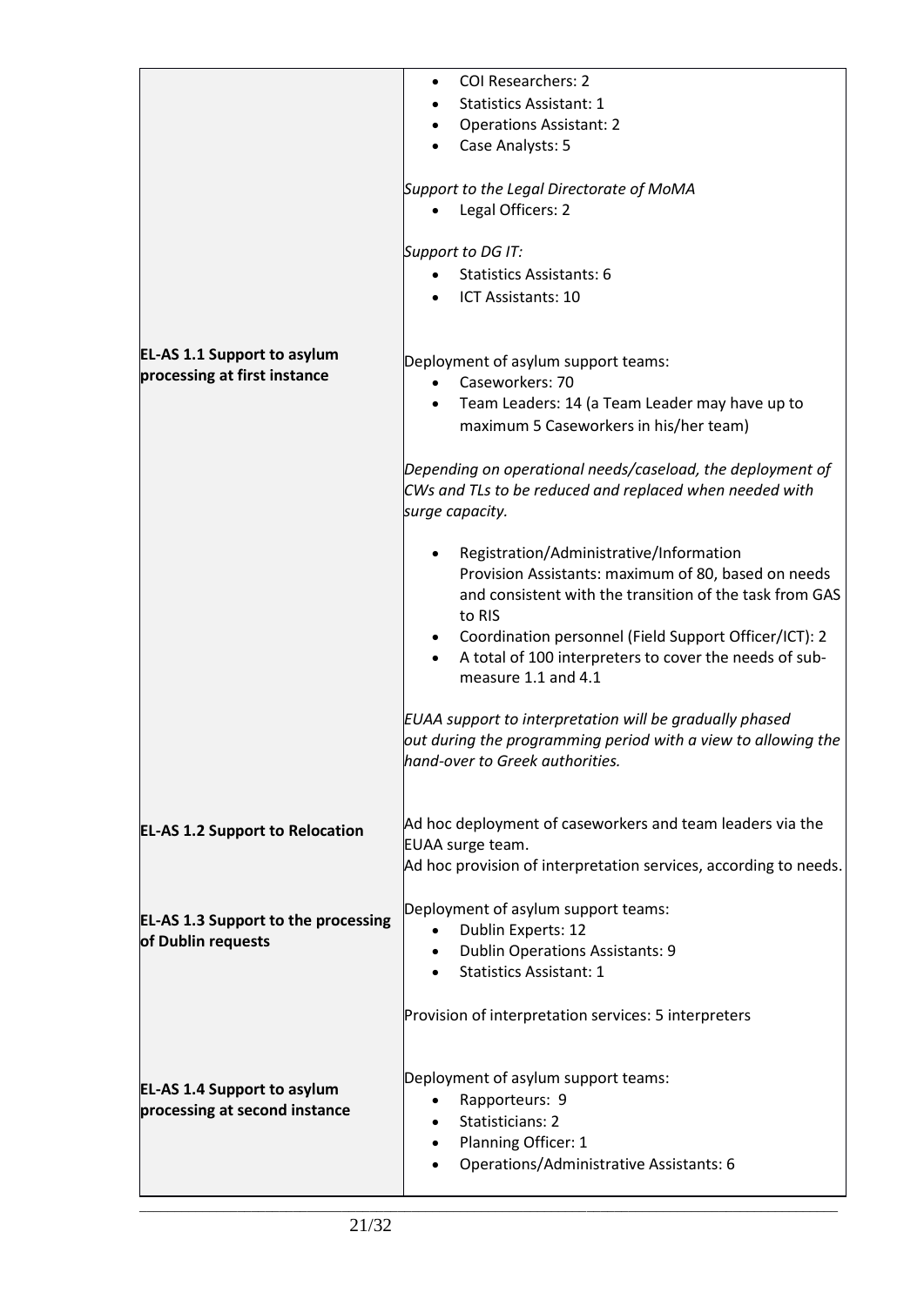| | |
|---|---|
| | • COI Researchers: 2<br>• Statistics Assistant: 1<br>• Operations Assistant: 2<br>• Case Analysts: 5<br><br>*Support to the Legal Directorate of MoMA*<br>• Legal Officers: 2<br><br>*Support to DG IT:*<br>• Statistics Assistants: 6<br>• ICT Assistants: 10 |
| **EL-AS 1.1 Support to asylum processing at first instance** | Deployment of asylum support teams:<br>• Caseworkers: 70<br>• Team Leaders: 14 (a Team Leader may have up to maximum 5 Caseworkers in his/her team)<br><br>*Depending on operational needs/caseload, the deployment of CWs and TLs to be reduced and replaced when needed with surge capacity.*<br><br>• Registration/Administrative/Information Provision Assistants: maximum of 80, based on needs and consistent with the transition of the task from GAS to RIS<br>• Coordination personnel (Field Support Officer/ICT): 2<br>• A total of 100 interpreters to cover the needs of sub-measure 1.1 and 4.1<br><br>*EUAA support to interpretation will be gradually phased out during the programming period with a view to allowing the hand-over to Greek authorities.* |
| **EL-AS 1.2 Support to Relocation** | Ad hoc deployment of caseworkers and team leaders via the EUAA surge team.<br>Ad hoc provision of interpretation services, according to needs. |
| **EL-AS 1.3 Support to the processing of Dublin requests** | Deployment of asylum support teams:<br>• Dublin Experts: 12<br>• Dublin Operations Assistants: 9<br>• Statistics Assistant: 1<br><br>Provision of interpretation services: 5 interpreters |
| **EL-AS 1.4 Support to asylum processing at second instance** | Deployment of asylum support teams:<br>• Rapporteurs: 9<br>• Statisticians: 2<br>• Planning Officer: 1<br>• Operations/Administrative Assistants: 6 |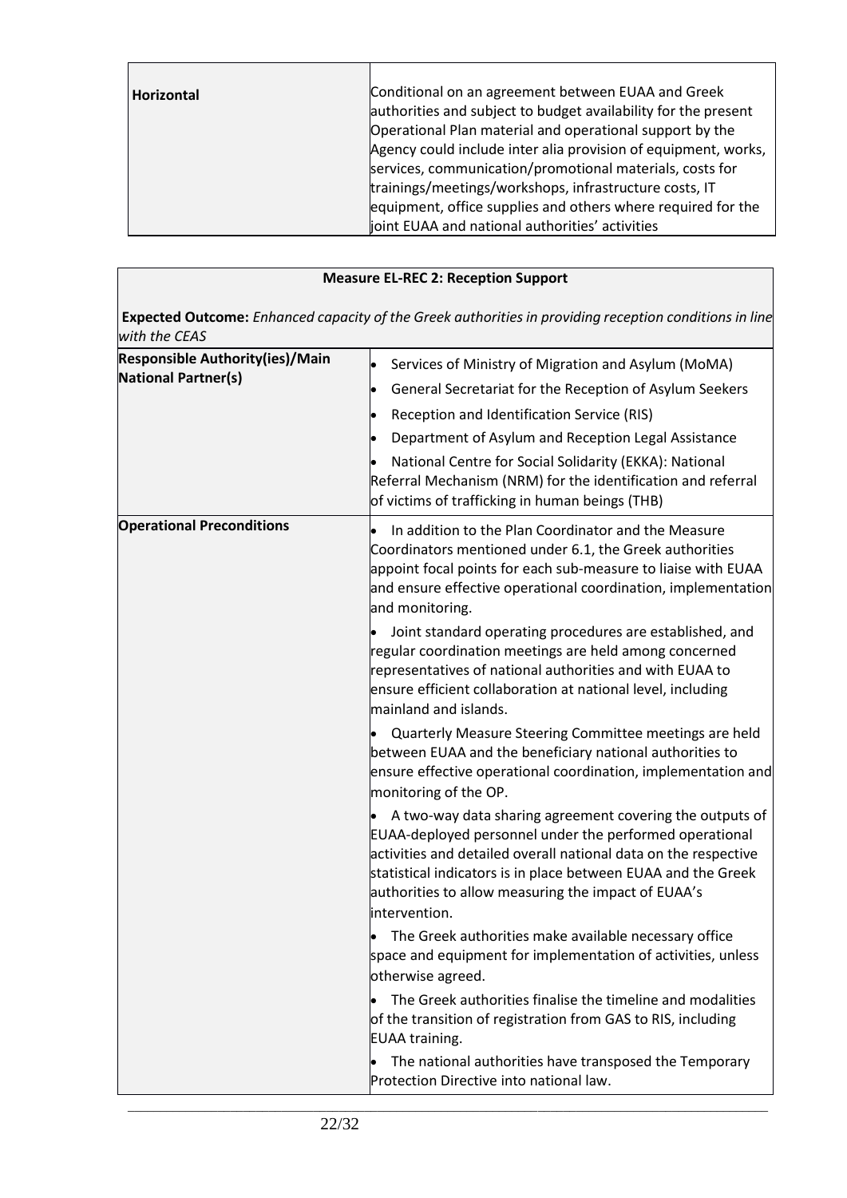| | |
|---|---|
| **Horizontal** | Conditional on an agreement between EUAA and Greek authorities and subject to budget availability for the present Operational Plan material and operational support by the Agency could include inter alia provision of equipment, works, services, communication/promotional materials, costs for trainings/meetings/workshops, infrastructure costs, IT equipment, office supplies and others where required for the joint EUAA and national authorities' activities |

| **Measure EL-REC 2: Reception Support** | |
|---|---|
| **Expected Outcome:** *Enhanced capacity of the Greek authorities in providing reception conditions in line with the CEAS* | |
| **Responsible Authority(ies)/Main National Partner(s)** | • Services of Ministry of Migration and Asylum (MoMA)<br>• General Secretariat for the Reception of Asylum Seekers<br>• Reception and Identification Service (RIS)<br>• Department of Asylum and Reception Legal Assistance<br>• National Centre for Social Solidarity (EKKA): National Referral Mechanism (NRM) for the identification and referral of victims of trafficking in human beings (THB) |
| **Operational Preconditions** | • In addition to the Plan Coordinator and the Measure Coordinators mentioned under 6.1, the Greek authorities appoint focal points for each sub-measure to liaise with EUAA and ensure effective operational coordination, implementation and monitoring.<br>• Joint standard operating procedures are established, and regular coordination meetings are held among concerned representatives of national authorities and with EUAA to ensure efficient collaboration at national level, including mainland and islands.<br>• Quarterly Measure Steering Committee meetings are held between EUAA and the beneficiary national authorities to ensure effective operational coordination, implementation and monitoring of the OP.<br>• A two-way data sharing agreement covering the outputs of EUAA-deployed personnel under the performed operational activities and detailed overall national data on the respective statistical indicators is in place between EUAA and the Greek authorities to allow measuring the impact of EUAA's intervention.<br>• The Greek authorities make available necessary office space and equipment for implementation of activities, unless otherwise agreed.<br>• The Greek authorities finalise the timeline and modalities of the transition of registration from GAS to RIS, including EUAA training.<br>• The national authorities have transposed the Temporary Protection Directive into national law. |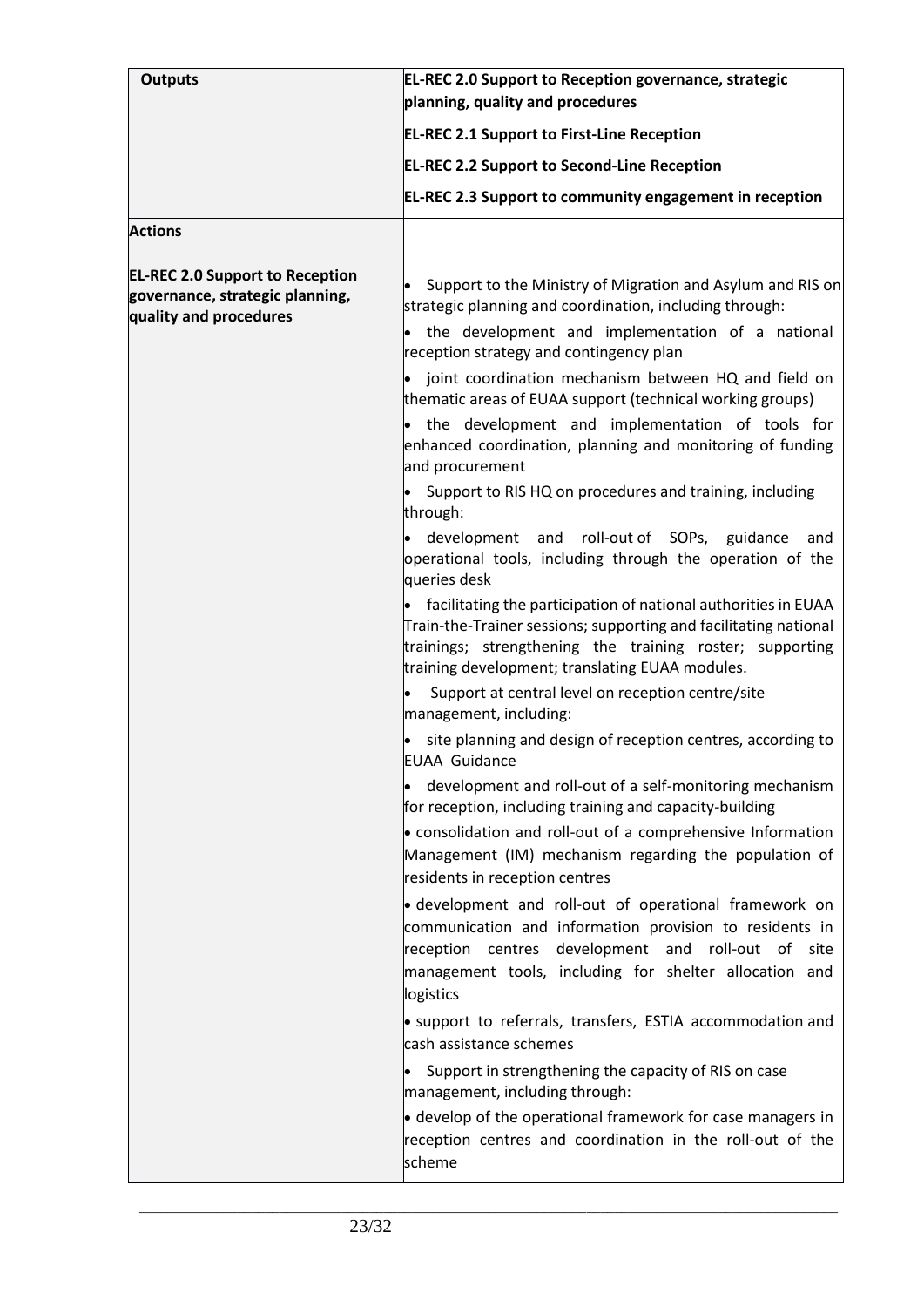| | |
|---|---|
| **Outputs** | **EL-REC 2.0 Support to Reception governance, strategic planning, quality and procedures**<br><br>**EL-REC 2.1 Support to First-Line Reception**<br><br>**EL-REC 2.2 Support to Second-Line Reception**<br><br>**EL-REC 2.3 Support to community engagement in reception** |
| **Actions**<br><br>**EL-REC 2.0 Support to Reception governance, strategic planning, quality and procedures** | • Support to the Ministry of Migration and Asylum and RIS on strategic planning and coordination, including through:<br>• the development and implementation of a national reception strategy and contingency plan<br>• joint coordination mechanism between HQ and field on thematic areas of EUAA support (technical working groups)<br>• the development and implementation of tools for enhanced coordination, planning and monitoring of funding and procurement<br>• Support to RIS HQ on procedures and training, including through:<br>• development and roll-out of SOPs, guidance and operational tools, including through the operation of the queries desk<br>• facilitating the participation of national authorities in EUAA Train-the-Trainer sessions; supporting and facilitating national trainings; strengthening the training roster; supporting training development; translating EUAA modules.<br>• Support at central level on reception centre/site management, including:<br>• site planning and design of reception centres, according to EUAA Guidance<br>• development and roll-out of a self-monitoring mechanism for reception, including training and capacity-building<br>• consolidation and roll-out of a comprehensive Information Management (IM) mechanism regarding the population of residents in reception centres<br>• development and roll-out of operational framework on communication and information provision to residents in reception centres development and roll-out of site management tools, including for shelter allocation and logistics<br>• support to referrals, transfers, ESTIA accommodation and cash assistance schemes<br>• Support in strengthening the capacity of RIS on case management, including through:<br>• develop of the operational framework for case managers in reception centres and coordination in the roll-out of the scheme |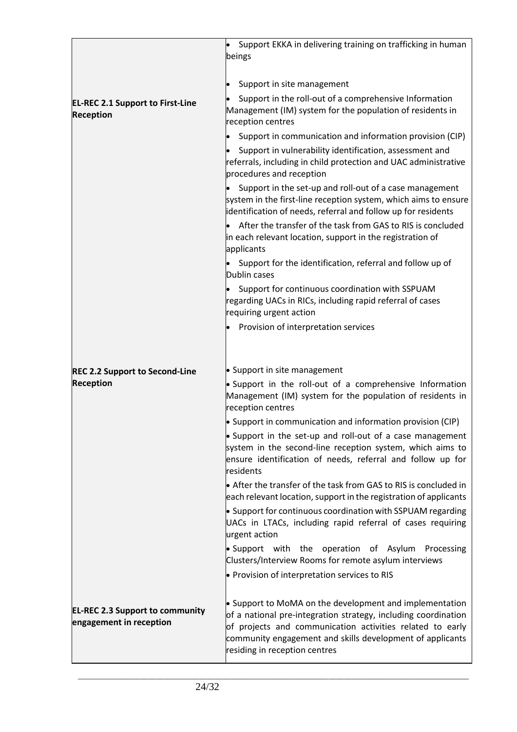| | |
|---|---|
| | • Support EKKA in delivering training on trafficking in human beings |
| **EL-REC 2.1 Support to First-Line Reception** | • Support in site management<br>• Support in the roll-out of a comprehensive Information Management (IM) system for the population of residents in reception centres<br>• Support in communication and information provision (CIP)<br>• Support in vulnerability identification, assessment and referrals, including in child protection and UAC administrative procedures and reception<br>• Support in the set-up and roll-out of a case management system in the first-line reception system, which aims to ensure identification of needs, referral and follow up for residents<br>• After the transfer of the task from GAS to RIS is concluded in each relevant location, support in the registration of applicants<br>• Support for the identification, referral and follow up of Dublin cases<br>• Support for continuous coordination with SSPUAM regarding UACs in RICs, including rapid referral of cases requiring urgent action<br>• Provision of interpretation services |
| **REC 2.2 Support to Second-Line Reception** | • Support in site management<br>• Support in the roll-out of a comprehensive Information Management (IM) system for the population of residents in reception centres<br>• Support in communication and information provision (CIP)<br>• Support in the set-up and roll-out of a case management system in the second-line reception system, which aims to ensure identification of needs, referral and follow up for residents<br>• After the transfer of the task from GAS to RIS is concluded in each relevant location, support in the registration of applicants<br>• Support for continuous coordination with SSPUAM regarding UACs in LTACs, including rapid referral of cases requiring urgent action<br>• Support with the operation of Asylum Processing Clusters/Interview Rooms for remote asylum interviews<br>• Provision of interpretation services to RIS |
| **EL-REC 2.3 Support to community engagement in reception** | • Support to MoMA on the development and implementation of a national pre-integration strategy, including coordination of projects and communication activities related to early community engagement and skills development of applicants residing in reception centres |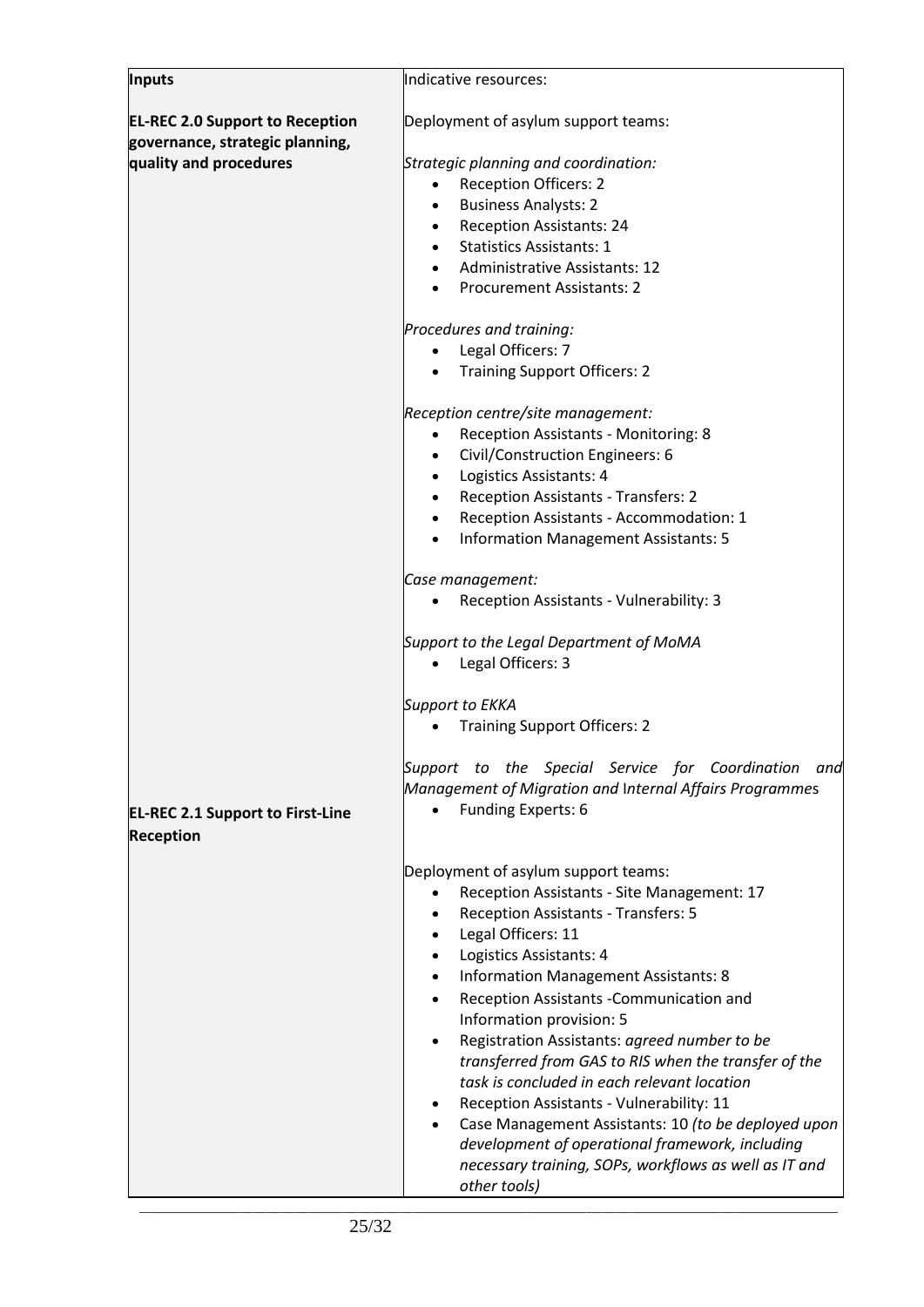| | |
|---|---|
| **Inputs** | Indicative resources: |
| **EL-REC 2.0 Support to Reception governance, strategic planning, quality and procedures** | Deployment of asylum support teams:<br><br>*Strategic planning and coordination:*<br>• Reception Officers: 2<br>• Business Analysts: 2<br>• Reception Assistants: 24<br>• Statistics Assistants: 1<br>• Administrative Assistants: 12<br>• Procurement Assistants: 2<br><br>*Procedures and training:*<br>• Legal Officers: 7<br>• Training Support Officers: 2<br><br>*Reception centre/site management:*<br>• Reception Assistants - Monitoring: 8<br>• Civil/Construction Engineers: 6<br>• Logistics Assistants: 4<br>• Reception Assistants - Transfers: 2<br>• Reception Assistants - Accommodation: 1<br>• Information Management Assistants: 5<br><br>*Case management:*<br>• Reception Assistants - Vulnerability: 3<br><br>*Support to the Legal Department of MoMA*<br>• Legal Officers: 3<br><br>*Support to EKKA*<br>• Training Support Officers: 2<br><br>*Support to the Special Service for Coordination and Management of Migration and Internal Affairs Programmes*<br>• Funding Experts: 6 |
| **EL-REC 2.1 Support to First-Line Reception** | Deployment of asylum support teams:<br>• Reception Assistants - Site Management: 17<br>• Reception Assistants - Transfers: 5<br>• Legal Officers: 11<br>• Logistics Assistants: 4<br>• Information Management Assistants: 8<br>• Reception Assistants -Communication and Information provision: 5<br>• Registration Assistants: *agreed number to be transferred from GAS to RIS when the transfer of the task is concluded in each relevant location*<br>• Reception Assistants - Vulnerability: 11<br>• Case Management Assistants: 10 *(to be deployed upon development of operational framework, including necessary training, SOPs, workflows as well as IT and other tools)* |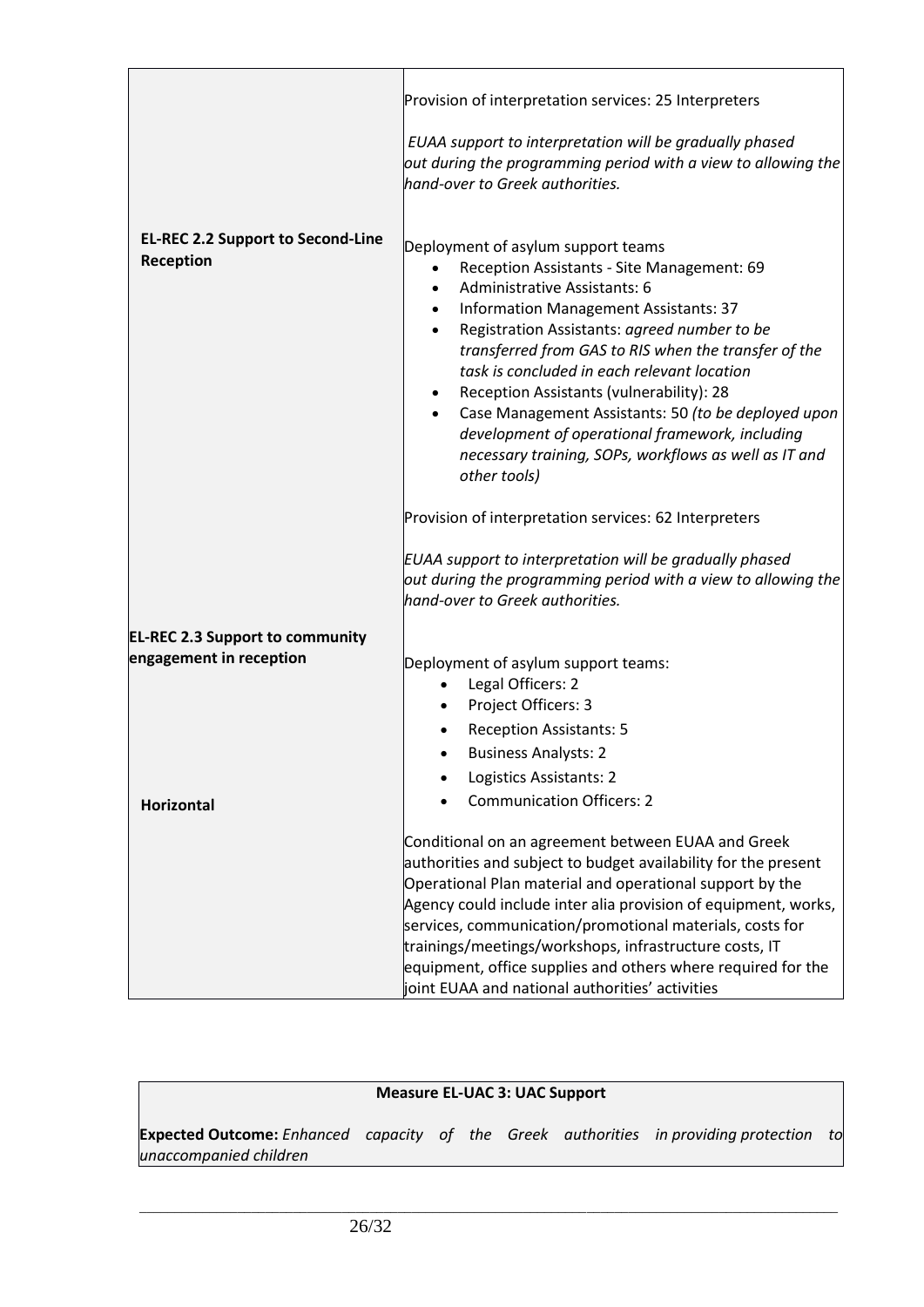| | |
|---|---|
| | Provision of interpretation services: 25 Interpreters<br><br>*EUAA support to interpretation will be gradually phased out during the programming period with a view to allowing the hand-over to Greek authorities.* |
| **EL-REC 2.2 Support to Second-Line Reception** | Deployment of asylum support teams<br>• Reception Assistants - Site Management: 69<br>• Administrative Assistants: 6<br>• Information Management Assistants: 37<br>• Registration Assistants: *agreed number to be transferred from GAS to RIS when the transfer of the task is concluded in each relevant location*<br>• Reception Assistants (vulnerability): 28<br>• Case Management Assistants: 50 *(to be deployed upon development of operational framework, including necessary training, SOPs, workflows as well as IT and other tools)*<br><br>Provision of interpretation services: 62 Interpreters<br><br>*EUAA support to interpretation will be gradually phased out during the programming period with a view to allowing the hand-over to Greek authorities.* |
| **EL-REC 2.3 Support to community engagement in reception** | Deployment of asylum support teams:<br>• Legal Officers: 2<br>• Project Officers: 3<br>• Reception Assistants: 5<br>• Business Analysts: 2<br>• Logistics Assistants: 2<br>• Communication Officers: 2 |
| **Horizontal** | Conditional on an agreement between EUAA and Greek authorities and subject to budget availability for the present Operational Plan material and operational support by the Agency could include inter alia provision of equipment, works, services, communication/promotional materials, costs for trainings/meetings/workshops, infrastructure costs, IT equipment, office supplies and others where required for the joint EUAA and national authorities' activities |

| **Measure EL-UAC 3: UAC Support** |
|---|
| **Expected Outcome:** *Enhanced capacity of the Greek authorities in providing protection to unaccompanied children* |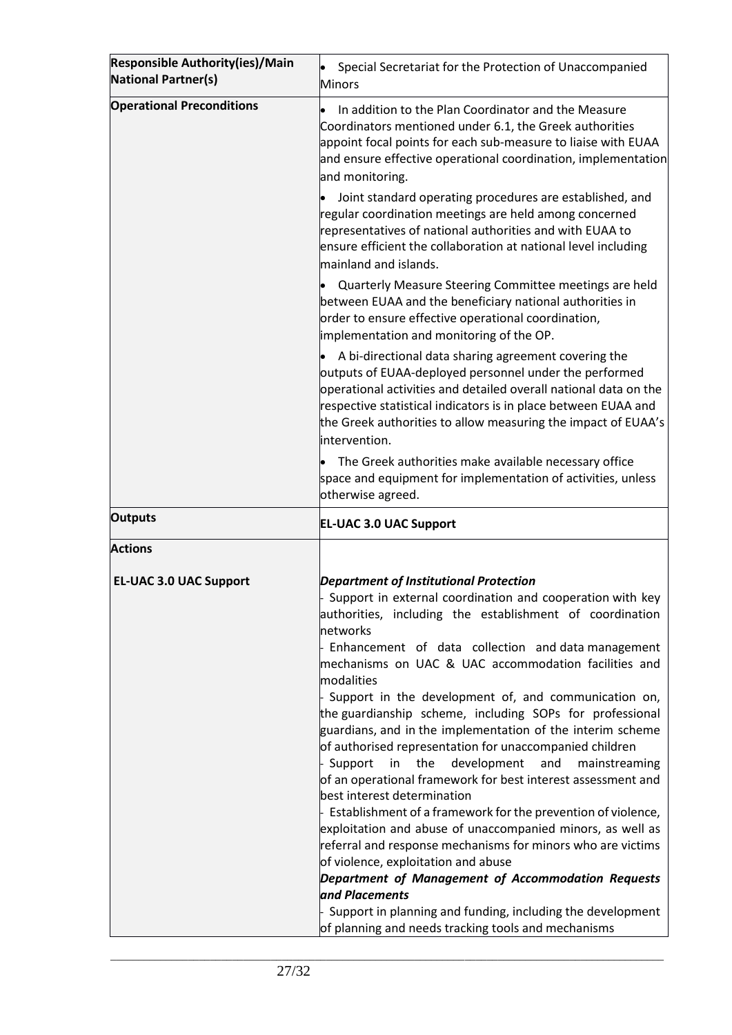| | |
|---|---|
| **Responsible Authority(ies)/Main National Partner(s)** | • Special Secretariat for the Protection of Unaccompanied Minors |
| **Operational Preconditions** | • In addition to the Plan Coordinator and the Measure Coordinators mentioned under 6.1, the Greek authorities appoint focal points for each sub-measure to liaise with EUAA and ensure effective operational coordination, implementation and monitoring.<br>• Joint standard operating procedures are established, and regular coordination meetings are held among concerned representatives of national authorities and with EUAA to ensure efficient the collaboration at national level including mainland and islands.<br>• Quarterly Measure Steering Committee meetings are held between EUAA and the beneficiary national authorities in order to ensure effective operational coordination, implementation and monitoring of the OP.<br>• A bi-directional data sharing agreement covering the outputs of EUAA-deployed personnel under the performed operational activities and detailed overall national data on the respective statistical indicators is in place between EUAA and the Greek authorities to allow measuring the impact of EUAA's intervention.<br>• The Greek authorities make available necessary office space and equipment for implementation of activities, unless otherwise agreed. |
| **Outputs** | **EL-UAC 3.0 UAC Support** |
| **Actions** | |
| **EL-UAC 3.0 UAC Support** | ***Department of Institutional Protection***<br>- Support in external coordination and cooperation with key authorities, including the establishment of coordination networks<br>- Enhancement of data collection and data management mechanisms on UAC & UAC accommodation facilities and modalities<br>- Support in the development of, and communication on, the guardianship scheme, including SOPs for professional guardians, and in the implementation of the interim scheme of authorised representation for unaccompanied children<br>- Support in the development and mainstreaming of an operational framework for best interest assessment and best interest determination<br>- Establishment of a framework for the prevention of violence, exploitation and abuse of unaccompanied minors, as well as referral and response mechanisms for minors who are victims of violence, exploitation and abuse<br>***Department of Management of Accommodation Requests and Placements***<br>- Support in planning and funding, including the development of planning and needs tracking tools and mechanisms |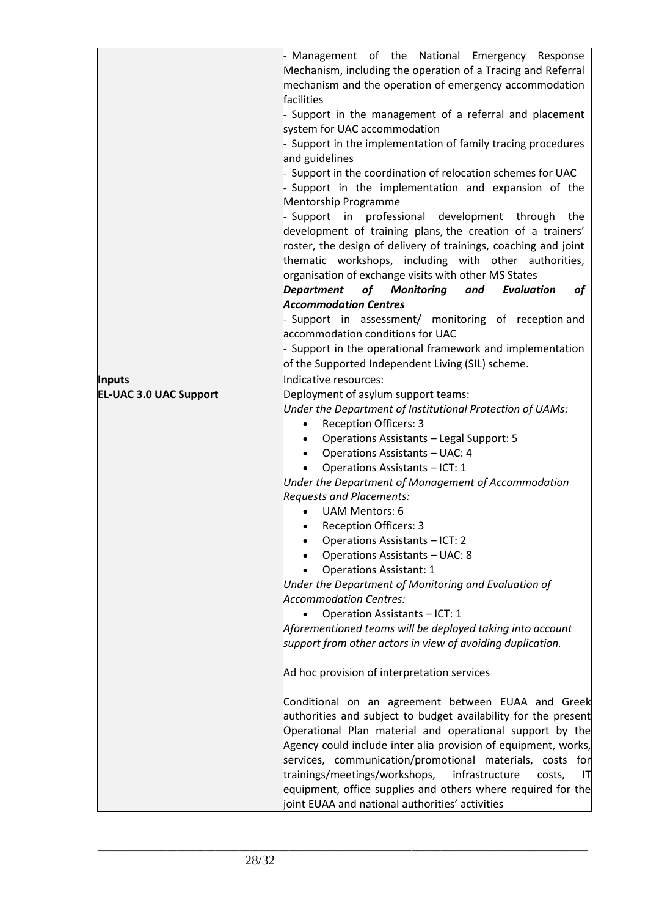| | |
|---|---|
| | - Management of the National Emergency Response Mechanism, including the operation of a Tracing and Referral mechanism and the operation of emergency accommodation facilities<br>- Support in the management of a referral and placement system for UAC accommodation<br>- Support in the implementation of family tracing procedures and guidelines<br>- Support in the coordination of relocation schemes for UAC<br>- Support in the implementation and expansion of the Mentorship Programme<br>- Support in professional development through the development of training plans, the creation of a trainers' roster, the design of delivery of trainings, coaching and joint thematic workshops, including with other authorities, organisation of exchange visits with other MS States<br>***Department of Monitoring and Evaluation of Accommodation Centres***<br>- Support in assessment/ monitoring of reception and accommodation conditions for UAC<br>- Support in the operational framework and implementation of the Supported Independent Living (SIL) scheme. |
| **Inputs**<br>**EL-UAC 3.0 UAC Support** | Indicative resources:<br>Deployment of asylum support teams:<br>*Under the Department of Institutional Protection of UAMs:*<br>• Reception Officers: 3<br>• Operations Assistants – Legal Support: 5<br>• Operations Assistants – UAC: 4<br>• Operations Assistants – ICT: 1<br>*Under the Department of Management of Accommodation Requests and Placements:*<br>• UAM Mentors: 6<br>• Reception Officers: 3<br>• Operations Assistants – ICT: 2<br>• Operations Assistants – UAC: 8<br>• Operations Assistant: 1<br>*Under the Department of Monitoring and Evaluation of Accommodation Centres:*<br>• Operation Assistants – ICT: 1<br>*Aforementioned teams will be deployed taking into account support from other actors in view of avoiding duplication.*<br><br>Ad hoc provision of interpretation services<br><br>Conditional on an agreement between EUAA and Greek authorities and subject to budget availability for the present Operational Plan material and operational support by the Agency could include inter alia provision of equipment, works, services, communication/promotional materials, costs for trainings/meetings/workshops, infrastructure costs, IT equipment, office supplies and others where required for the joint EUAA and national authorities' activities |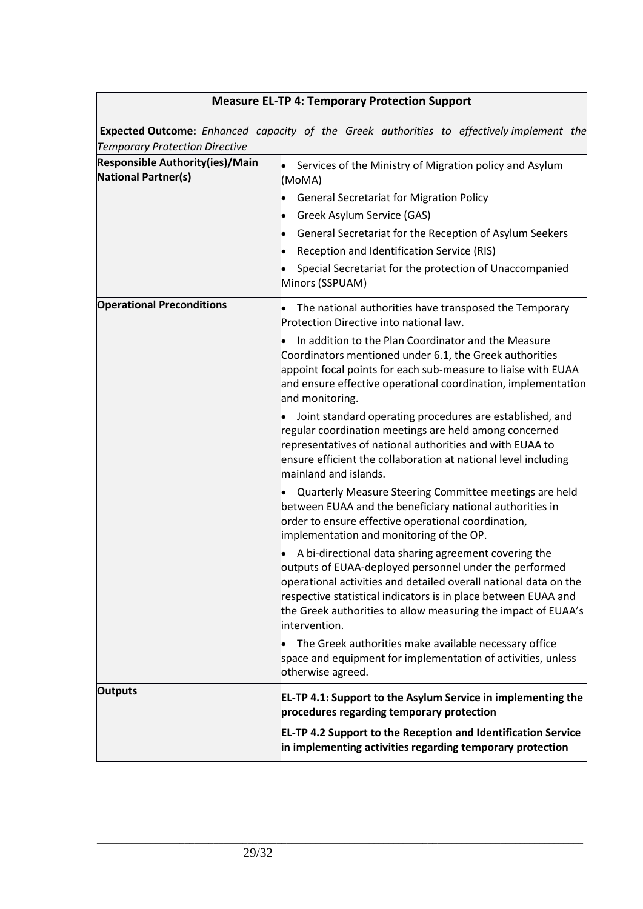| **Measure EL-TP 4: Temporary Protection Support** | |
|---|---|
| **Expected Outcome:** *Enhanced capacity of the Greek authorities to effectively implement the Temporary Protection Directive* | |
| **Responsible Authority(ies)/Main National Partner(s)** | • Services of the Ministry of Migration policy and Asylum (MoMA)<br>• General Secretariat for Migration Policy<br>• Greek Asylum Service (GAS)<br>• General Secretariat for the Reception of Asylum Seekers<br>• Reception and Identification Service (RIS)<br>• Special Secretariat for the protection of Unaccompanied Minors (SSPUAM) |
| **Operational Preconditions** | • The national authorities have transposed the Temporary Protection Directive into national law.<br>• In addition to the Plan Coordinator and the Measure Coordinators mentioned under 6.1, the Greek authorities appoint focal points for each sub-measure to liaise with EUAA and ensure effective operational coordination, implementation and monitoring.<br>• Joint standard operating procedures are established, and regular coordination meetings are held among concerned representatives of national authorities and with EUAA to ensure efficient the collaboration at national level including mainland and islands.<br>• Quarterly Measure Steering Committee meetings are held between EUAA and the beneficiary national authorities in order to ensure effective operational coordination, implementation and monitoring of the OP.<br>• A bi-directional data sharing agreement covering the outputs of EUAA-deployed personnel under the performed operational activities and detailed overall national data on the respective statistical indicators is in place between EUAA and the Greek authorities to allow measuring the impact of EUAA's intervention.<br>• The Greek authorities make available necessary office space and equipment for implementation of activities, unless otherwise agreed. |
| **Outputs** | **EL-TP 4.1: Support to the Asylum Service in implementing the procedures regarding temporary protection**<br>**EL-TP 4.2 Support to the Reception and Identification Service in implementing activities regarding temporary protection** |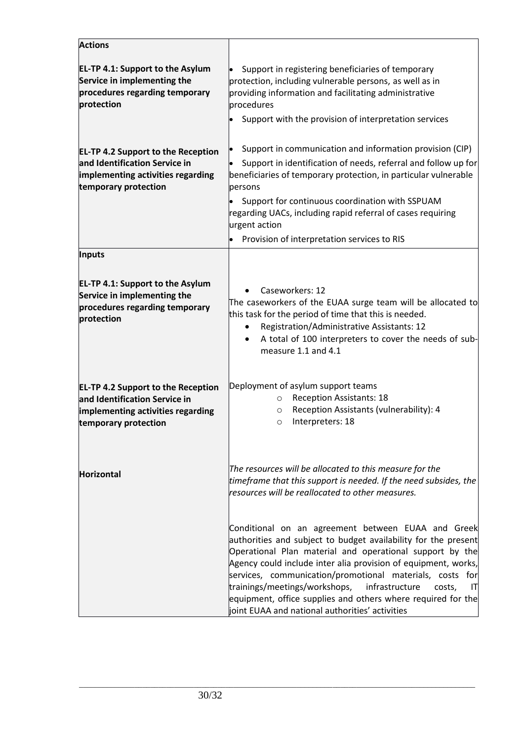| | |
|---|---|
| **Actions** | |
| **EL-TP 4.1: Support to the Asylum Service in implementing the procedures regarding temporary protection** | • Support in registering beneficiaries of temporary protection, including vulnerable persons, as well as in providing information and facilitating administrative procedures<br>• Support with the provision of interpretation services |
| **EL-TP 4.2 Support to the Reception and Identification Service in implementing activities regarding temporary protection** | • Support in communication and information provision (CIP)<br>• Support in identification of needs, referral and follow up for beneficiaries of temporary protection, in particular vulnerable persons<br>• Support for continuous coordination with SSPUAM regarding UACs, including rapid referral of cases requiring urgent action<br>• Provision of interpretation services to RIS |
| **Inputs** | |
| **EL-TP 4.1: Support to the Asylum Service in implementing the procedures regarding temporary protection** | • Caseworkers: 12<br>The caseworkers of the EUAA surge team will be allocated to this task for the period of time that this is needed.<br>• Registration/Administrative Assistants: 12<br>• A total of 100 interpreters to cover the needs of sub-measure 1.1 and 4.1 |
| **EL-TP 4.2 Support to the Reception and Identification Service in implementing activities regarding temporary protection** | Deployment of asylum support teams<br>○ Reception Assistants: 18<br>○ Reception Assistants (vulnerability): 4<br>○ Interpreters: 18 |
| **Horizontal** | *The resources will be allocated to this measure for the timeframe that this support is needed. If the need subsides, the resources will be reallocated to other measures.*<br><br>Conditional on an agreement between EUAA and Greek authorities and subject to budget availability for the present Operational Plan material and operational support by the Agency could include inter alia provision of equipment, works, services, communication/promotional materials, costs for trainings/meetings/workshops, infrastructure costs, IT equipment, office supplies and others where required for the joint EUAA and national authorities' activities |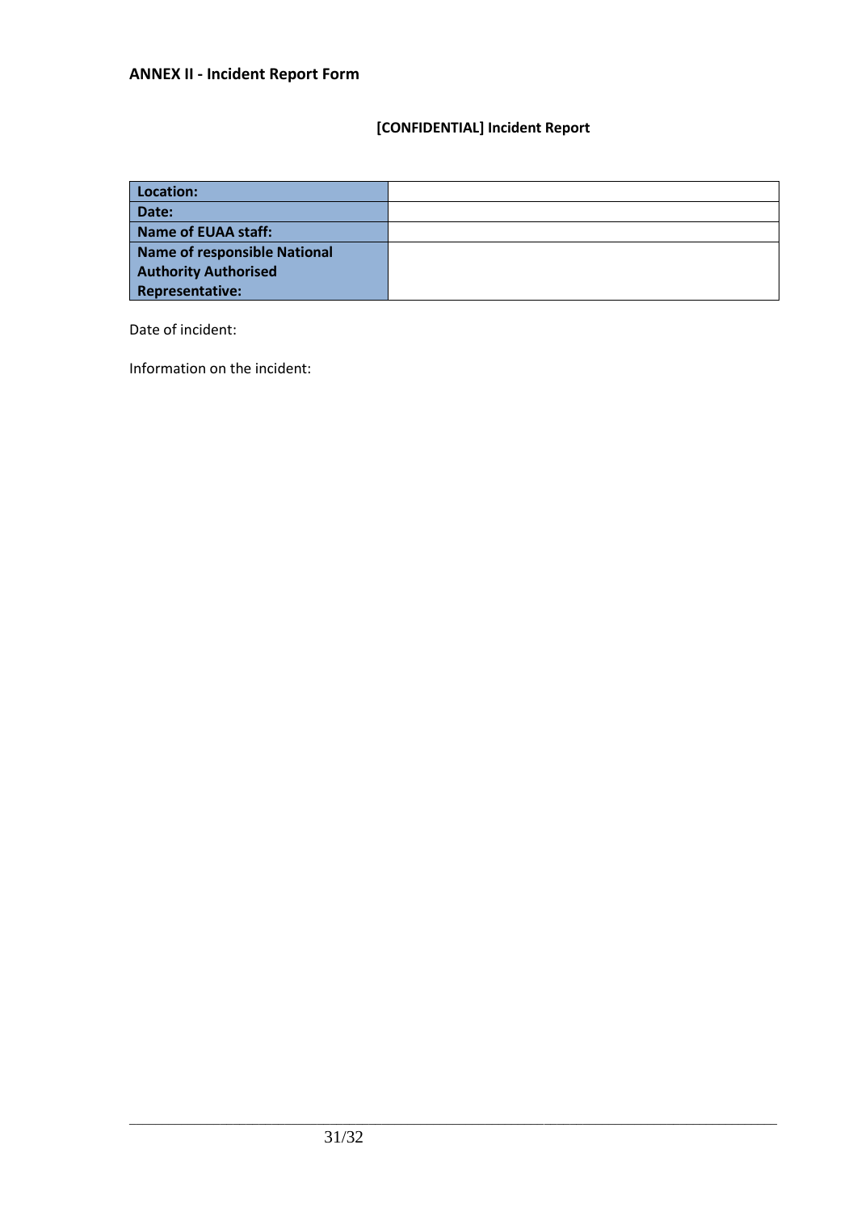## ANNEX II - Incident Report Form

**[CONFIDENTIAL] Incident Report**

| | |
|---|---|
| **Location:** | |
| **Date:** | |
| **Name of EUAA staff:** | |
| **Name of responsible National Authority Authorised Representative:** | |

Date of incident:

Information on the incident: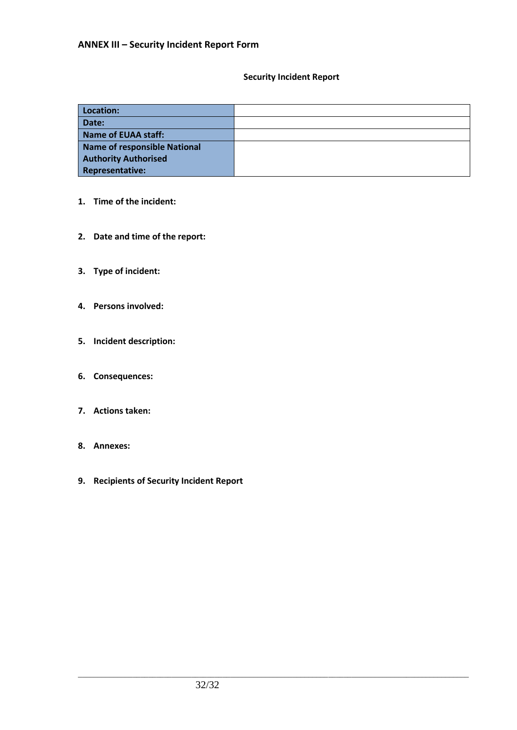## ANNEX III – Security Incident Report Form

**Security Incident Report**

| | |
|---|---|
| **Location:** | |
| **Date:** | |
| **Name of EUAA staff:** | |
| **Name of responsible National Authority Authorised Representative:** | |

1. **Time of the incident:**

2. **Date and time of the report:**

3. **Type of incident:**

4. **Persons involved:**

5. **Incident description:**

6. **Consequences:**

7. **Actions taken:**

8. **Annexes:**

9. **Recipients of Security Incident Report**